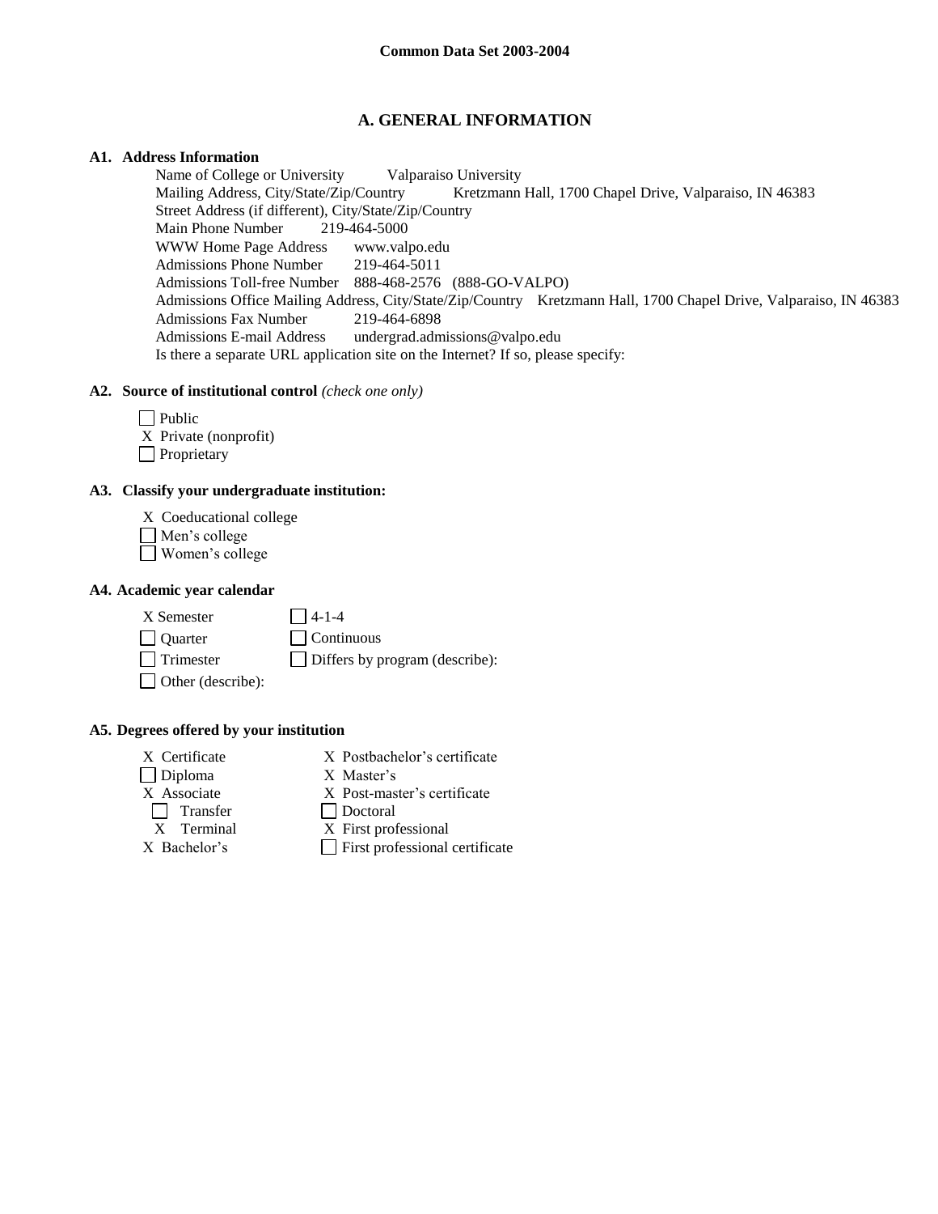Common Data Set 2003-2004

## A. GENERAL INFORMATION

**A1. Address Information**

Name of College or University    Valparaiso University
Mailing Address, City/State/Zip/Country    Kretzmann Hall, 1700 Chapel Drive, Valparaiso, IN 46383
Street Address (if different), City/State/Zip/Country
Main Phone Number    219-464-5000
WWW Home Page Address    www.valpo.edu
Admissions Phone Number    219-464-5011
Admissions Toll-free Number    888-468-2576 (888-GO-VALPO)
Admissions Office Mailing Address, City/State/Zip/Country    Kretzmann Hall, 1700 Chapel Drive, Valparaiso, IN 46383
Admissions Fax Number    219-464-6898
Admissions E-mail Address    undergrad.admissions@valpo.edu
Is there a separate URL application site on the Internet? If so, please specify:

**A2. Source of institutional control** *(check one only)*

- [ ] Public
- [X] Private (nonprofit)
- [ ] Proprietary

**A3. Classify your undergraduate institution:**

- [X] Coeducational college
- [ ] Men's college
- [ ] Women's college

**A4. Academic year calendar**

- [X] Semester
- [ ] 4-1-4
- [ ] Quarter
- [ ] Continuous
- [ ] Trimester
- [ ] Differs by program (describe):
- [ ] Other (describe):

**A5. Degrees offered by your institution**

- [X] Certificate
- [ ] Diploma
- [X] Associate
  - [ ] Transfer
  - [X] Terminal
- [X] Bachelor's
- [X] Postbachelor's certificate
- [X] Master's
- [X] Post-master's certificate
- [ ] Doctoral
- [X] First professional
- [ ] First professional certificate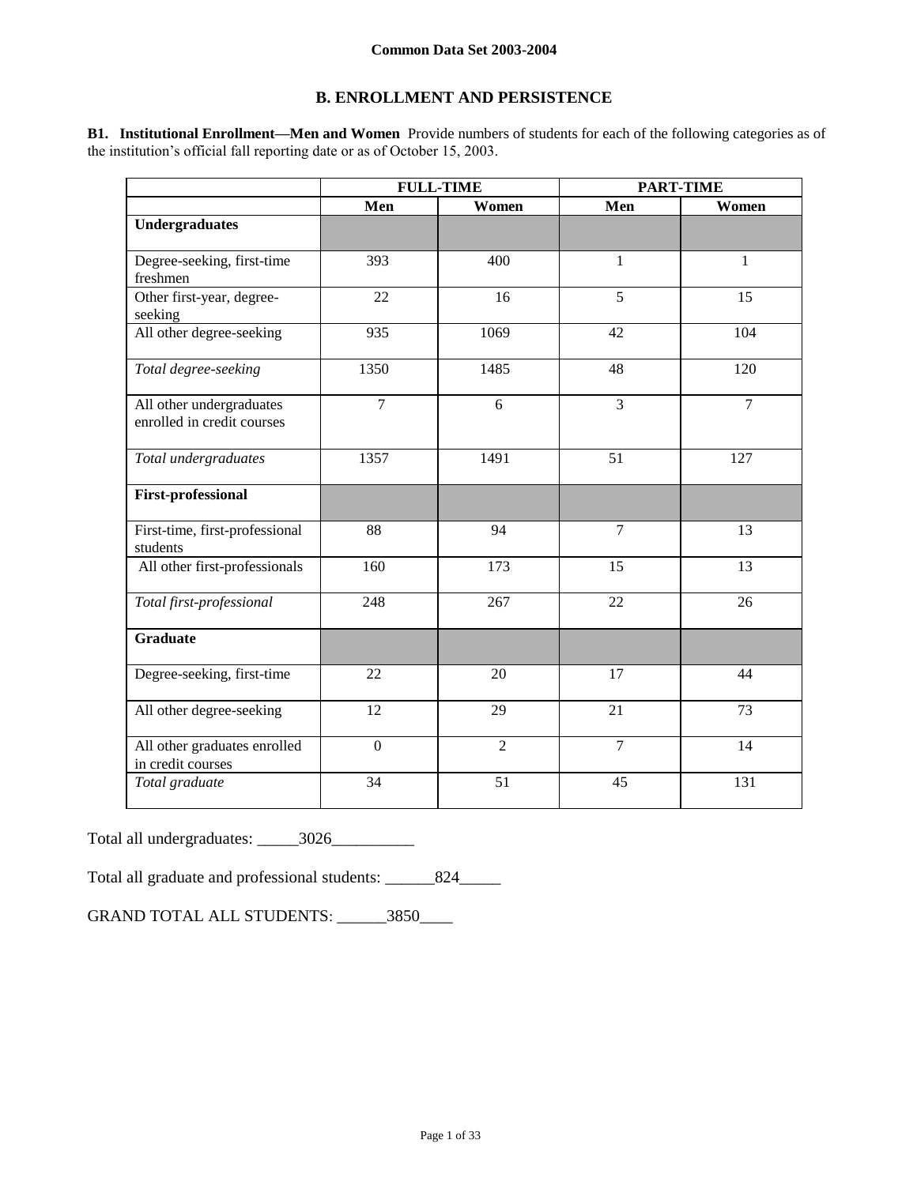**Common Data Set 2003-2004**

## B. ENROLLMENT AND PERSISTENCE

**B1. Institutional Enrollment—Men and Women** Provide numbers of students for each of the following categories as of the institution's official fall reporting date or as of October 15, 2003.

| | FULL-TIME | | PART-TIME | |
|---|---|---|---|---|
| | **Men** | **Women** | **Men** | **Women** |
| **Undergraduates** | | | | |
| Degree-seeking, first-time freshmen | 393 | 400 | 1 | 1 |
| Other first-year, degree-seeking | 22 | 16 | 5 | 15 |
| All other degree-seeking | 935 | 1069 | 42 | 104 |
| *Total degree-seeking* | 1350 | 1485 | 48 | 120 |
| All other undergraduates enrolled in credit courses | 7 | 6 | 3 | 7 |
| *Total undergraduates* | 1357 | 1491 | 51 | 127 |
| **First-professional** | | | | |
| First-time, first-professional students | 88 | 94 | 7 | 13 |
| All other first-professionals | 160 | 173 | 15 | 13 |
| *Total first-professional* | 248 | 267 | 22 | 26 |
| **Graduate** | | | | |
| Degree-seeking, first-time | 22 | 20 | 17 | 44 |
| All other degree-seeking | 12 | 29 | 21 | 73 |
| All other graduates enrolled in credit courses | 0 | 2 | 7 | 14 |
| *Total graduate* | 34 | 51 | 45 | 131 |

Total all undergraduates: _____3026__________

Total all graduate and professional students: ______824_____

GRAND TOTAL ALL STUDENTS: ______3850____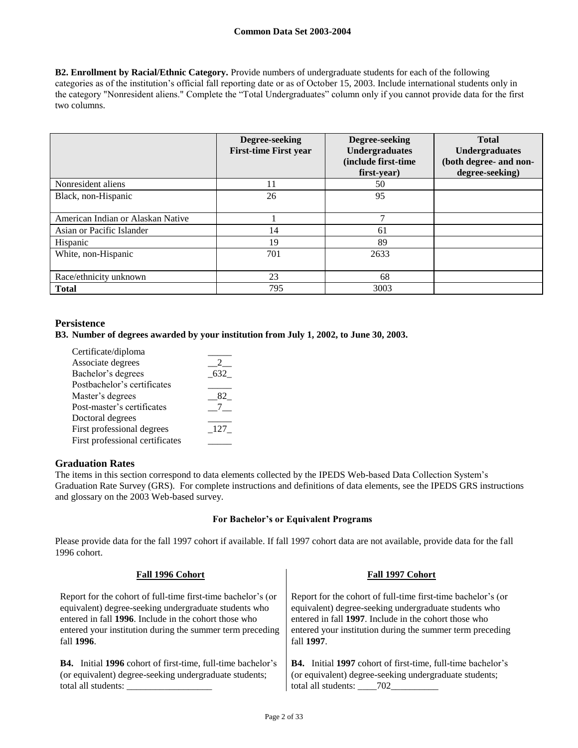**B2. Enrollment by Racial/Ethnic Category.** Provide numbers of undergraduate students for each of the following categories as of the institution's official fall reporting date or as of October 15, 2003. Include international students only in the category "Nonresident aliens." Complete the "Total Undergraduates" column only if you cannot provide data for the first two columns.

| | Degree-seeking First-time First year | Degree-seeking Undergraduates (include first-time first-year) | Total Undergraduates (both degree- and non-degree-seeking) |
|---|---|---|---|
| Nonresident aliens | 11 | 50 | |
| Black, non-Hispanic | 26 | 95 | |
| American Indian or Alaskan Native | 1 | 7 | |
| Asian or Pacific Islander | 14 | 61 | |
| Hispanic | 19 | 89 | |
| White, non-Hispanic | 701 | 2633 | |
| Race/ethnicity unknown | 23 | 68 | |
| **Total** | 795 | 3003 | |

## Persistence

**B3. Number of degrees awarded by your institution from July 1, 2002, to June 30, 2003.**

| | |
|---|---|
| Certificate/diploma | |
| Associate degrees | 2 |
| Bachelor's degrees | 632 |
| Postbachelor's certificates | |
| Master's degrees | 82 |
| Post-master's certificates | 7 |
| Doctoral degrees | |
| First professional degrees | 127 |
| First professional certificates | |

## Graduation Rates

The items in this section correspond to data elements collected by the IPEDS Web-based Data Collection System's Graduation Rate Survey (GRS). For complete instructions and definitions of data elements, see the IPEDS GRS instructions and glossary on the 2003 Web-based survey.

### For Bachelor's or Equivalent Programs

Please provide data for the fall 1997 cohort if available. If fall 1997 cohort data are not available, provide data for the fall 1996 cohort.

**Fall 1996 Cohort**

Report for the cohort of full-time first-time bachelor's (or equivalent) degree-seeking undergraduate students who entered in fall **1996**. Include in the cohort those who entered your institution during the summer term preceding fall **1996**.

**B4.** Initial **1996** cohort of first-time, full-time bachelor's (or equivalent) degree-seeking undergraduate students; total all students: \_\_\_\_\_\_\_\_\_\_\_\_\_\_\_\_\_\_

**Fall 1997 Cohort**

Report for the cohort of full-time first-time bachelor's (or equivalent) degree-seeking undergraduate students who entered in fall **1997**. Include in the cohort those who entered your institution during the summer term preceding fall **1997**.

**B4.** Initial **1997** cohort of first-time, full-time bachelor's (or equivalent) degree-seeking undergraduate students; total all students: 702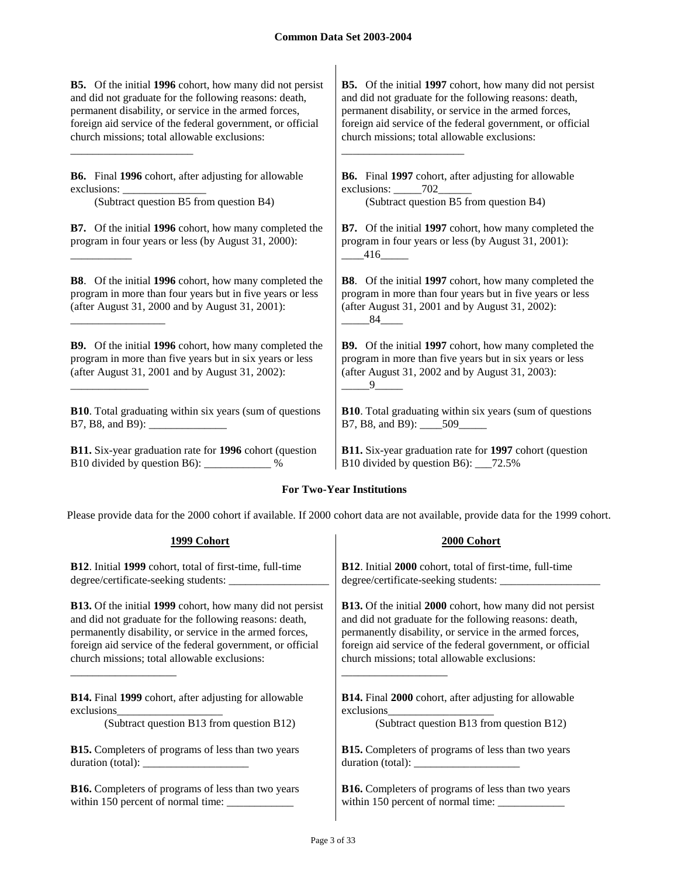**B5.** Of the initial **1996** cohort, how many did not persist and did not graduate for the following reasons: death, permanent disability, or service in the armed forces, foreign aid service of the federal government, or official church missions; total allowable exclusions: ______________________

**B6.** Final **1996** cohort, after adjusting for allowable exclusions: _______________
(Subtract question B5 from question B4)

**B7.** Of the initial **1996** cohort, how many completed the program in four years or less (by August 31, 2000): ___________

**B8**. Of the initial **1996** cohort, how many completed the program in more than four years but in five years or less (after August 31, 2000 and by August 31, 2001): _________________

**B9.** Of the initial **1996** cohort, how many completed the program in more than five years but in six years or less (after August 31, 2001 and by August 31, 2002): ______________

**B10**. Total graduating within six years (sum of questions B7, B8, and B9): ______________

**B11.** Six-year graduation rate for **1996** cohort (question B10 divided by question B6): ____________ %

**B5.** Of the initial **1997** cohort, how many did not persist and did not graduate for the following reasons: death, permanent disability, or service in the armed forces, foreign aid service of the federal government, or official church missions; total allowable exclusions: ______________________

**B6.** Final **1997** cohort, after adjusting for allowable exclusions: _____702______
(Subtract question B5 from question B4)

**B7.** Of the initial **1997** cohort, how many completed the program in four years or less (by August 31, 2001): ____416_____

**B8**. Of the initial **1997** cohort, how many completed the program in more than four years but in five years or less (after August 31, 2001 and by August 31, 2002): _____84____

**B9.** Of the initial **1997** cohort, how many completed the program in more than five years but in six years or less (after August 31, 2002 and by August 31, 2003): _____9_____

**B10**. Total graduating within six years (sum of questions B7, B8, and B9): ____509_____

**B11.** Six-year graduation rate for **1997** cohort (question B10 divided by question B6): ___72.5%

### For Two-Year Institutions

Please provide data for the 2000 cohort if available. If 2000 cohort data are not available, provide data for the 1999 cohort.

**1999 Cohort**

**B12**. Initial **1999** cohort, total of first-time, full-time degree/certificate-seeking students: __________________

**B13.** Of the initial **1999** cohort, how many did not persist and did not graduate for the following reasons: death, permanently disability, or service in the armed forces, foreign aid service of the federal government, or official church missions; total allowable exclusions: ___________________

**B14.** Final **1999** cohort, after adjusting for allowable exclusions___________________
(Subtract question B13 from question B12)

**B15.** Completers of programs of less than two years duration (total): ___________________

**B16.** Completers of programs of less than two years within 150 percent of normal time: ____________

**2000 Cohort**

**B12**. Initial **2000** cohort, total of first-time, full-time degree/certificate-seeking students: __________________

**B13.** Of the initial **2000** cohort, how many did not persist and did not graduate for the following reasons: death, permanently disability, or service in the armed forces, foreign aid service of the federal government, or official church missions; total allowable exclusions: ___________________

**B14.** Final **2000** cohort, after adjusting for allowable exclusions___________________
(Subtract question B13 from question B12)

**B15.** Completers of programs of less than two years duration (total): ___________________

**B16.** Completers of programs of less than two years within 150 percent of normal time: ____________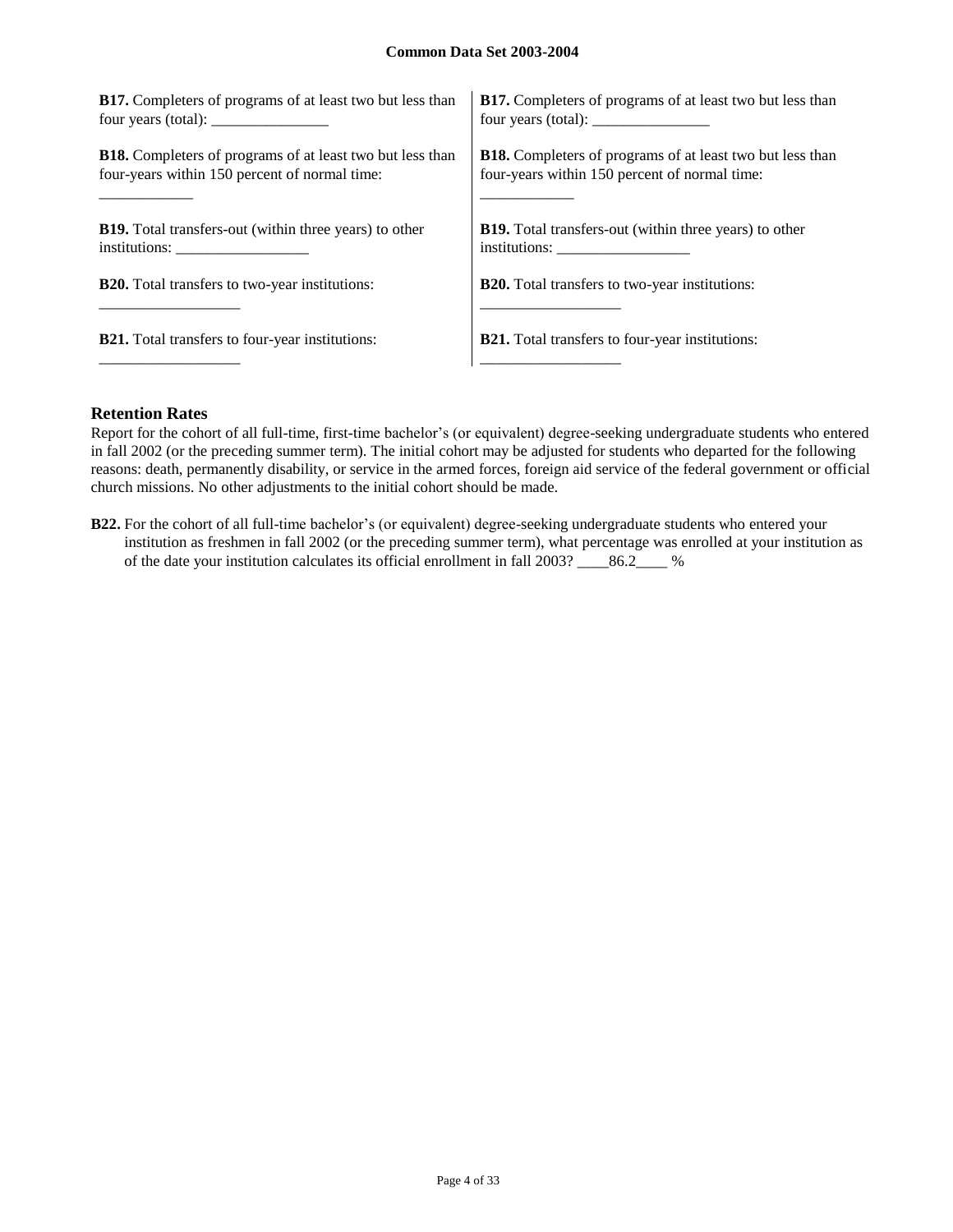**B17.** Completers of programs of at least two but less than four years (total): _______________

**B18.** Completers of programs of at least two but less than four-years within 150 percent of normal time: ____________

**B19.** Total transfers-out (within three years) to other institutions: _________________

**B20.** Total transfers to two-year institutions: __________________

**B21.** Total transfers to four-year institutions: __________________

**B17.** Completers of programs of at least two but less than four years (total): _______________

**B18.** Completers of programs of at least two but less than four-years within 150 percent of normal time: ____________

**B19.** Total transfers-out (within three years) to other institutions: _________________

**B20.** Total transfers to two-year institutions: __________________

**B21.** Total transfers to four-year institutions: __________________

## Retention Rates

Report for the cohort of all full-time, first-time bachelor's (or equivalent) degree-seeking undergraduate students who entered in fall 2002 (or the preceding summer term). The initial cohort may be adjusted for students who departed for the following reasons: death, permanently disability, or service in the armed forces, foreign aid service of the federal government or official church missions. No other adjustments to the initial cohort should be made.

**B22.** For the cohort of all full-time bachelor's (or equivalent) degree-seeking undergraduate students who entered your institution as freshmen in fall 2002 (or the preceding summer term), what percentage was enrolled at your institution as of the date your institution calculates its official enrollment in fall 2003? ____86.2____ %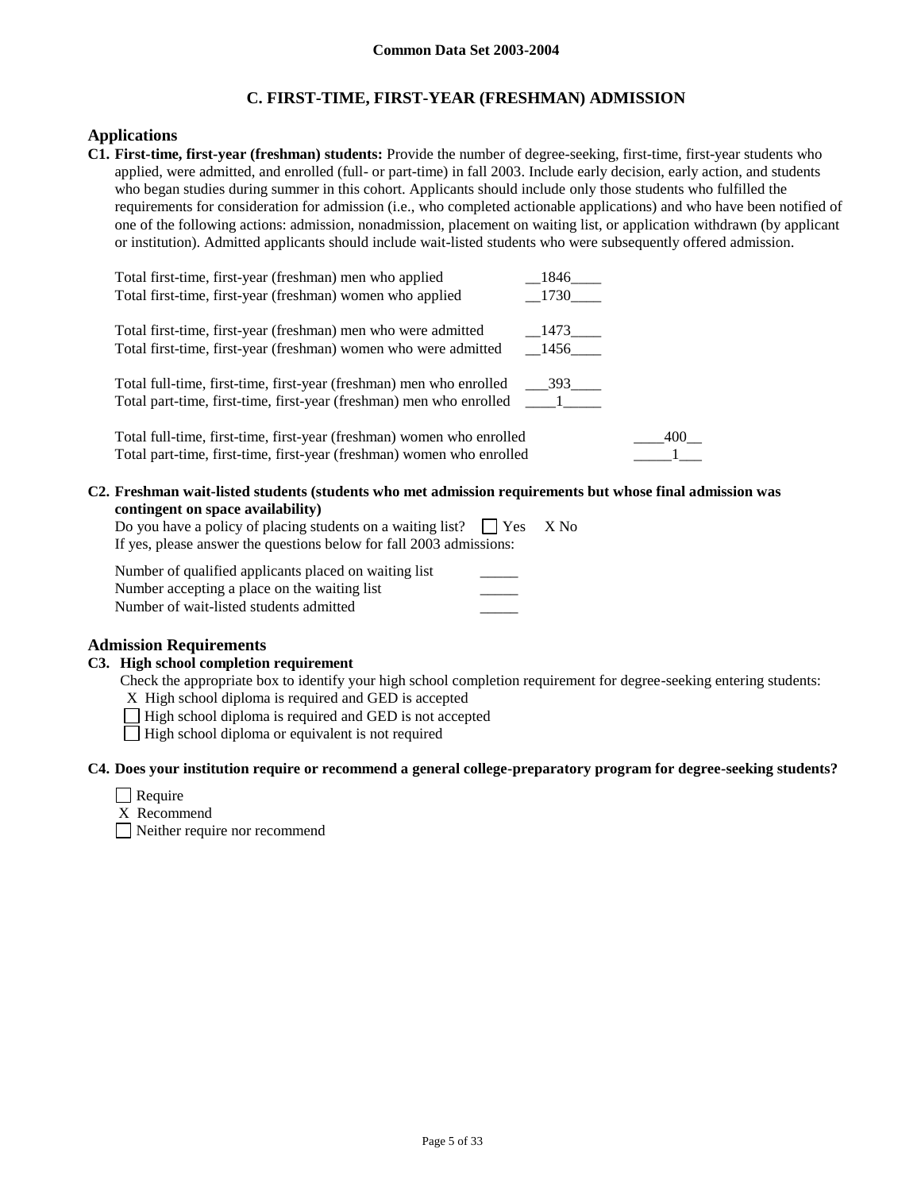Common Data Set 2003-2004

## C. FIRST-TIME, FIRST-YEAR (FRESHMAN) ADMISSION

### Applications

**C1. First-time, first-year (freshman) students:** Provide the number of degree-seeking, first-time, first-year students who applied, were admitted, and enrolled (full- or part-time) in fall 2003. Include early decision, early action, and students who began studies during summer in this cohort. Applicants should include only those students who fulfilled the requirements for consideration for admission (i.e., who completed actionable applications) and who have been notified of one of the following actions: admission, nonadmission, placement on waiting list, or application withdrawn (by applicant or institution). Admitted applicants should include wait-listed students who were subsequently offered admission.

| | |
|---|---|
| Total first-time, first-year (freshman) men who applied | 1846 |
| Total first-time, first-year (freshman) women who applied | 1730 |
| Total first-time, first-year (freshman) men who were admitted | 1473 |
| Total first-time, first-year (freshman) women who were admitted | 1456 |
| Total full-time, first-time, first-year (freshman) men who enrolled | 393 |
| Total part-time, first-time, first-year (freshman) men who enrolled | 1 |
| Total full-time, first-time, first-year (freshman) women who enrolled | 400 |
| Total part-time, first-time, first-year (freshman) women who enrolled | 1 |

**C2. Freshman wait-listed students (students who met admission requirements but whose final admission was contingent on space availability)**

Do you have a policy of placing students on a waiting list? ☐ Yes X No

If yes, please answer the questions below for fall 2003 admissions:

| | |
|---|---|
| Number of qualified applicants placed on waiting list | _____ |
| Number accepting a place on the waiting list | _____ |
| Number of wait-listed students admitted | _____ |

### Admission Requirements

**C3. High school completion requirement**

Check the appropriate box to identify your high school completion requirement for degree-seeking entering students:

X High school diploma is required and GED is accepted
☐ High school diploma is required and GED is not accepted
☐ High school diploma or equivalent is not required

**C4. Does your institution require or recommend a general college-preparatory program for degree-seeking students?**

☐ Require
X Recommend
☐ Neither require nor recommend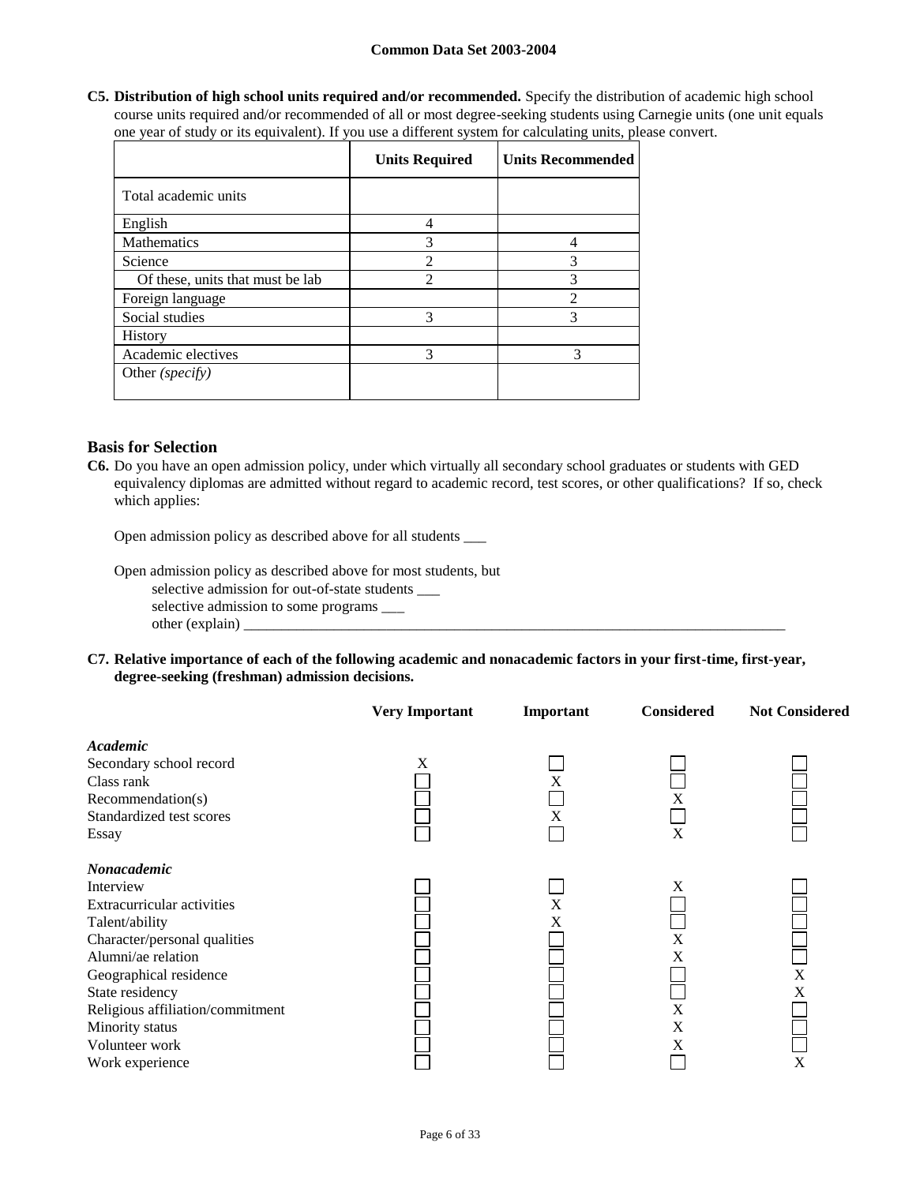**C5. Distribution of high school units required and/or recommended.** Specify the distribution of academic high school course units required and/or recommended of all or most degree-seeking students using Carnegie units (one unit equals one year of study or its equivalent). If you use a different system for calculating units, please convert.

| | Units Required | Units Recommended |
|---|---|---|
| Total academic units | | |
| English | 4 | |
| Mathematics | 3 | 4 |
| Science | 2 | 3 |
| Of these, units that must be lab | 2 | 3 |
| Foreign language | | 2 |
| Social studies | 3 | 3 |
| History | | |
| Academic electives | 3 | 3 |
| Other *(specify)* | | |

## Basis for Selection

**C6.** Do you have an open admission policy, under which virtually all secondary school graduates or students with GED equivalency diplomas are admitted without regard to academic record, test scores, or other qualifications? If so, check which applies:

Open admission policy as described above for all students ___

Open admission policy as described above for most students, but
selective admission for out-of-state students ___
selective admission to some programs ___
other (explain) ___

**C7. Relative importance of each of the following academic and nonacademic factors in your first-time, first-year, degree-seeking (freshman) admission decisions.**

| | Very Important | Important | Considered | Not Considered |
|---|---|---|---|---|
| ***Academic*** | | | | |
| Secondary school record | X | | | |
| Class rank | | X | | |
| Recommendation(s) | | | X | |
| Standardized test scores | | X | | |
| Essay | | | X | |
| ***Nonacademic*** | | | | |
| Interview | | | X | |
| Extracurricular activities | | X | | |
| Talent/ability | | X | | |
| Character/personal qualities | | | X | |
| Alumni/ae relation | | | X | |
| Geographical residence | | | | X |
| State residency | | | | X |
| Religious affiliation/commitment | | | X | |
| Minority status | | | X | |
| Volunteer work | | | X | |
| Work experience | | | | X |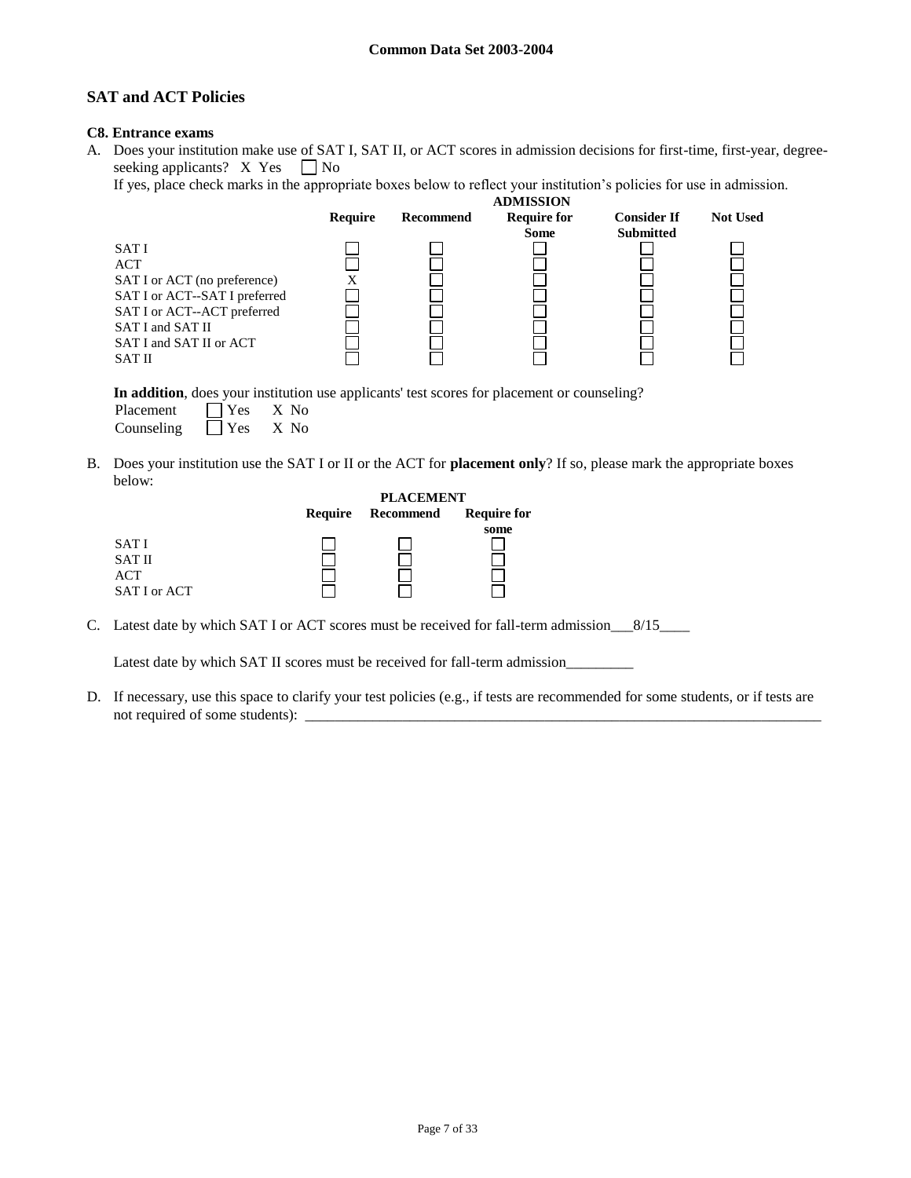## SAT and ACT Policies

**C8. Entrance exams**

A. Does your institution make use of SAT I, SAT II, or ACT scores in admission decisions for first-time, first-year, degree-seeking applicants? X Yes ☐ No

If yes, place check marks in the appropriate boxes below to reflect your institution's policies for use in admission.

| | ADMISSION | | | | |
|---|---|---|---|---|---|
| | **Require** | **Recommend** | **Require for Some** | **Consider If Submitted** | **Not Used** |
| SAT I | ☐ | ☐ | ☐ | ☐ | ☐ |
| ACT | ☐ | ☐ | ☐ | ☐ | ☐ |
| SAT I or ACT (no preference) | X | ☐ | ☐ | ☐ | ☐ |
| SAT I or ACT--SAT I preferred | ☐ | ☐ | ☐ | ☐ | ☐ |
| SAT I or ACT--ACT preferred | ☐ | ☐ | ☐ | ☐ | ☐ |
| SAT I and SAT II | ☐ | ☐ | ☐ | ☐ | ☐ |
| SAT I and SAT II or ACT | ☐ | ☐ | ☐ | ☐ | ☐ |
| SAT II | ☐ | ☐ | ☐ | ☐ | ☐ |

**In addition**, does your institution use applicants' test scores for placement or counseling?

Placement ☐ Yes X No

Counseling ☐ Yes X No

B. Does your institution use the SAT I or II or the ACT for **placement only**? If so, please mark the appropriate boxes below:

| | PLACEMENT | | |
|---|---|---|---|
| | **Require** | **Recommend** | **Require for some** |
| SAT I | ☐ | ☐ | ☐ |
| SAT II | ☐ | ☐ | ☐ |
| ACT | ☐ | ☐ | ☐ |
| SAT I or ACT | ☐ | ☐ | ☐ |

C. Latest date by which SAT I or ACT scores must be received for fall-term admission___8/15____

Latest date by which SAT II scores must be received for fall-term admission_________

D. If necessary, use this space to clarify your test policies (e.g., if tests are recommended for some students, or if tests are not required of some students): ________________________________________________________________________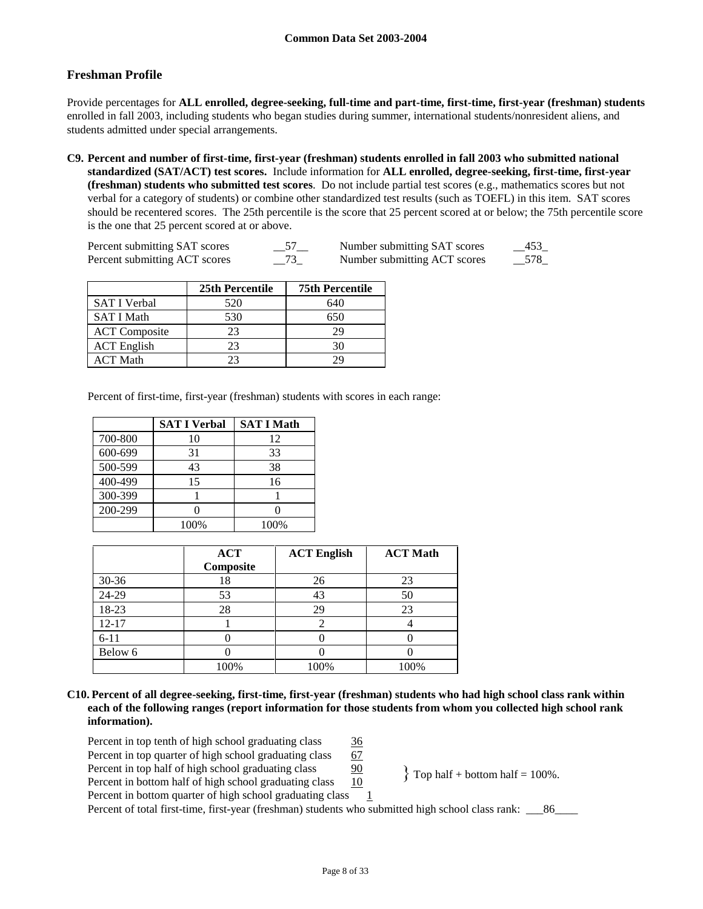## Freshman Profile

Provide percentages for **ALL enrolled, degree-seeking, full-time and part-time, first-time, first-year (freshman) students** enrolled in fall 2003, including students who began studies during summer, international students/nonresident aliens, and students admitted under special arrangements.

**C9. Percent and number of first-time, first-year (freshman) students enrolled in fall 2003 who submitted national standardized (SAT/ACT) test scores.** Include information for **ALL enrolled, degree-seeking, first-time, first-year (freshman) students who submitted test scores**. Do not include partial test scores (e.g., mathematics scores but not verbal for a category of students) or combine other standardized test results (such as TOEFL) in this item. SAT scores should be recentered scores. The 25th percentile is the score that 25 percent scored at or below; the 75th percentile score is the one that 25 percent scored at or above.

Percent submitting SAT scores __57__ Number submitting SAT scores __453_
Percent submitting ACT scores __73_ Number submitting ACT scores __578_

| | 25th Percentile | 75th Percentile |
|---|---|---|
| SAT I Verbal | 520 | 640 |
| SAT I Math | 530 | 650 |
| ACT Composite | 23 | 29 |
| ACT English | 23 | 30 |
| ACT Math | 23 | 29 |

Percent of first-time, first-year (freshman) students with scores in each range:

| | SAT I Verbal | SAT I Math |
|---|---|---|
| 700-800 | 10 | 12 |
| 600-699 | 31 | 33 |
| 500-599 | 43 | 38 |
| 400-499 | 15 | 16 |
| 300-399 | 1 | 1 |
| 200-299 | 0 | 0 |
| | 100% | 100% |

| | ACT Composite | ACT English | ACT Math |
|---|---|---|---|
| 30-36 | 18 | 26 | 23 |
| 24-29 | 53 | 43 | 50 |
| 18-23 | 28 | 29 | 23 |
| 12-17 | 1 | 2 | 4 |
| 6-11 | 0 | 0 | 0 |
| Below 6 | 0 | 0 | 0 |
| | 100% | 100% | 100% |

**C10. Percent of all degree-seeking, first-time, first-year (freshman) students who had high school class rank within each of the following ranges (report information for those students from whom you collected high school rank information).**

Percent in top tenth of high school graduating class 36
Percent in top quarter of high school graduating class 67
Percent in top half of high school graduating class 90
Percent in bottom half of high school graduating class 10
} Top half + bottom half = 100%.
Percent in bottom quarter of high school graduating class 1
Percent of total first-time, first-year (freshman) students who submitted high school class rank: ___86____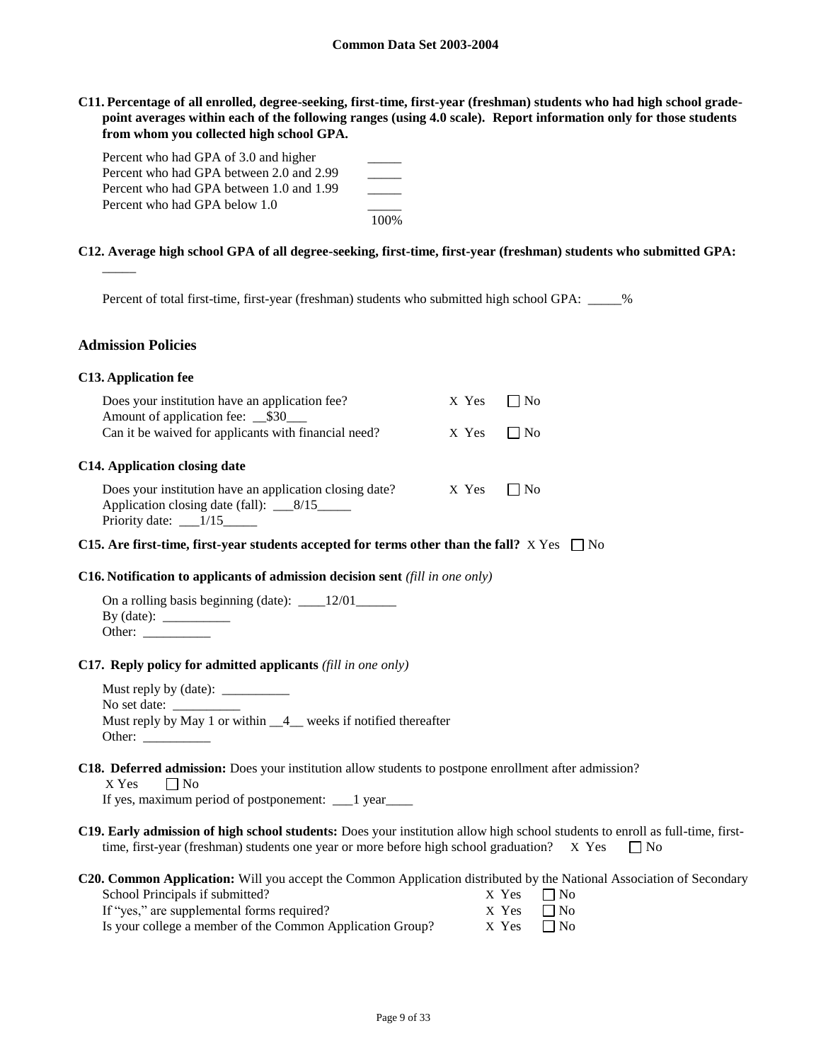**C11. Percentage of all enrolled, degree-seeking, first-time, first-year (freshman) students who had high school grade-point averages within each of the following ranges (using 4.0 scale). Report information only for those students from whom you collected high school GPA.**

| | |
|---|---|
| Percent who had GPA of 3.0 and higher | _____ |
| Percent who had GPA between 2.0 and 2.99 | _____ |
| Percent who had GPA between 1.0 and 1.99 | _____ |
| Percent who had GPA below 1.0 | _____ |
| | 100% |

**C12. Average high school GPA of all degree-seeking, first-time, first-year (freshman) students who submitted GPA:** _____

Percent of total first-time, first-year (freshman) students who submitted high school GPA: _____%

## Admission Policies

**C13. Application fee**

Does your institution have an application fee? X Yes ☐ No
Amount of application fee: __$30___
Can it be waived for applicants with financial need? X Yes ☐ No

**C14. Application closing date**

Does your institution have an application closing date? X Yes ☐ No
Application closing date (fall): ___8/15_____
Priority date: ___1/15_____

**C15. Are first-time, first-year students accepted for terms other than the fall?** X Yes ☐ No

**C16. Notification to applicants of admission decision sent** *(fill in one only)*

On a rolling basis beginning (date): ____12/01______
By (date): __________
Other: __________

**C17. Reply policy for admitted applicants** *(fill in one only)*

Must reply by (date): __________
No set date: __________
Must reply by May 1 or within __4__ weeks if notified thereafter
Other: __________

**C18. Deferred admission:** Does your institution allow students to postpone enrollment after admission?
X Yes ☐ No
If yes, maximum period of postponement: ___1 year____

**C19. Early admission of high school students:** Does your institution allow high school students to enroll as full-time, first-time, first-year (freshman) students one year or more before high school graduation? X Yes ☐ No

**C20. Common Application:** Will you accept the Common Application distributed by the National Association of Secondary School Principals if submitted? X Yes ☐ No
If "yes," are supplemental forms required? X Yes ☐ No
Is your college a member of the Common Application Group? X Yes ☐ No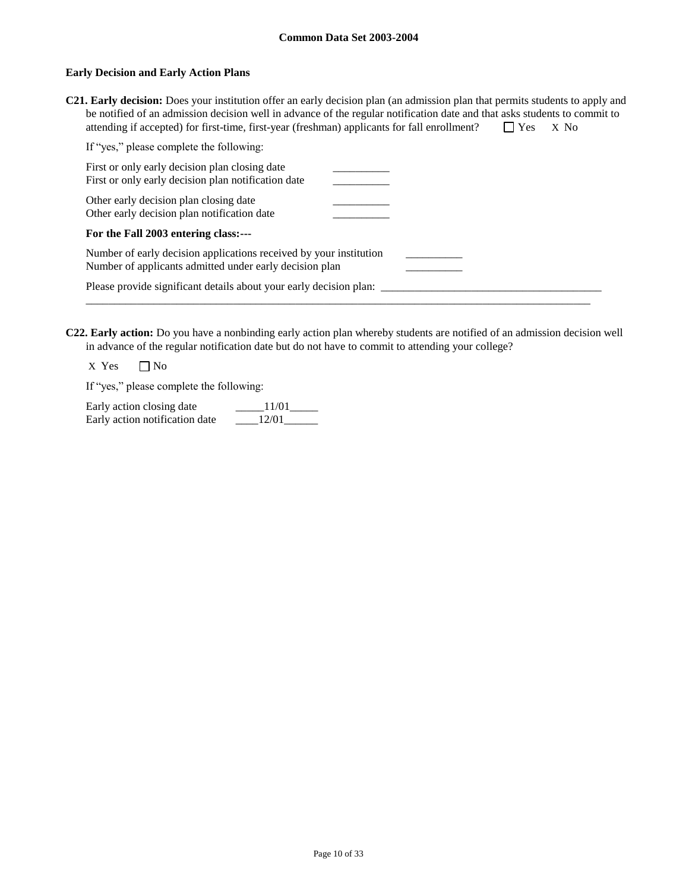**Common Data Set 2003-2004**

**Early Decision and Early Action Plans**

**C21. Early decision:** Does your institution offer an early decision plan (an admission plan that permits students to apply and be notified of an admission decision well in advance of the regular notification date and that asks students to commit to attending if accepted) for first-time, first-year (freshman) applicants for fall enrollment? ☐ Yes X No

If "yes," please complete the following:

First or only early decision plan closing date __________
First or only early decision plan notification date __________

Other early decision plan closing date __________
Other early decision plan notification date __________

**For the Fall 2003 entering class:---**

Number of early decision applications received by your institution __________
Number of applicants admitted under early decision plan __________

Please provide significant details about your early decision plan: ________________________________________

**C22. Early action:** Do you have a nonbinding early action plan whereby students are notified of an admission decision well in advance of the regular notification date but do not have to commit to attending your college?

X Yes ☐ No

If "yes," please complete the following:

Early action closing date _____11/01_____
Early action notification date ____12/01______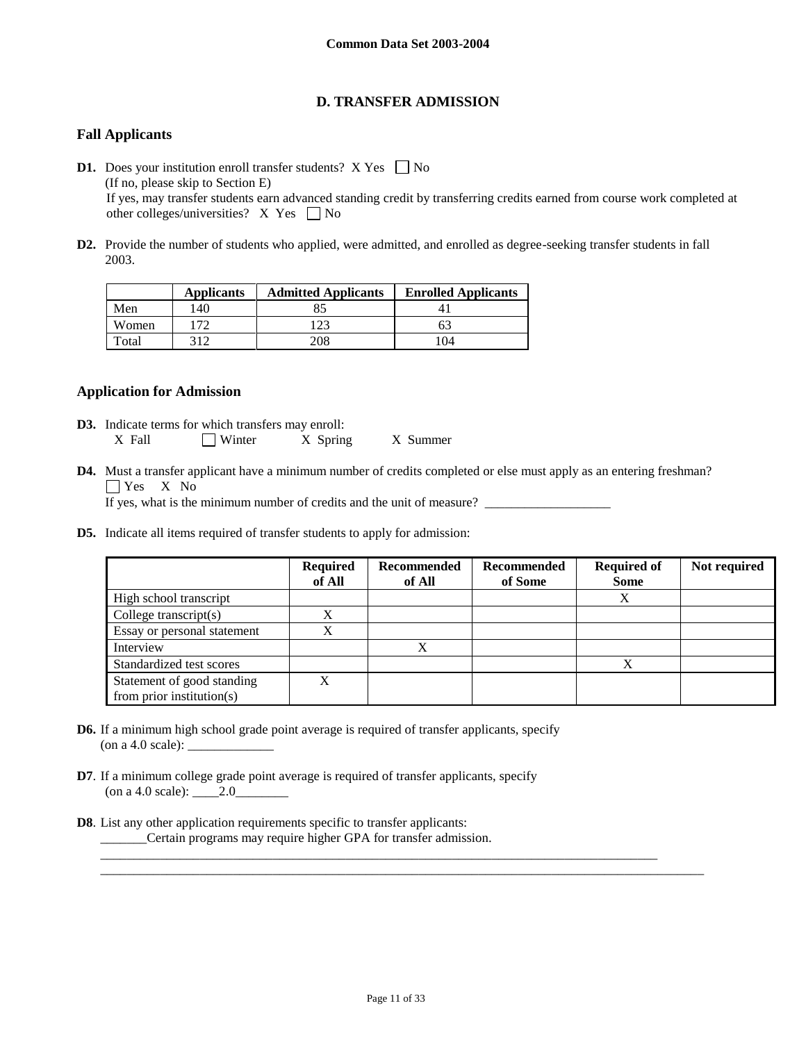## D. TRANSFER ADMISSION

### Fall Applicants

**D1.** Does your institution enroll transfer students? X Yes ☐ No
(If no, please skip to Section E)
If yes, may transfer students earn advanced standing credit by transferring credits earned from course work completed at other colleges/universities? X Yes ☐ No

**D2.** Provide the number of students who applied, were admitted, and enrolled as degree-seeking transfer students in fall 2003.

| | Applicants | Admitted Applicants | Enrolled Applicants |
|---|---|---|---|
| Men | 140 | 85 | 41 |
| Women | 172 | 123 | 63 |
| Total | 312 | 208 | 104 |

### Application for Admission

**D3.** Indicate terms for which transfers may enroll:
X Fall ☐ Winter X Spring X Summer

**D4.** Must a transfer applicant have a minimum number of credits completed or else must apply as an entering freshman?
☐ Yes X No
If yes, what is the minimum number of credits and the unit of measure? ___________________

**D5.** Indicate all items required of transfer students to apply for admission:

| | Required of All | Recommended of All | Recommended of Some | Required of Some | Not required |
|---|---|---|---|---|---|
| High school transcript | | | | X | |
| College transcript(s) | X | | | | |
| Essay or personal statement | X | | | | |
| Interview | | X | | | |
| Standardized test scores | | | | X | |
| Statement of good standing from prior institution(s) | X | | | | |

**D6.** If a minimum high school grade point average is required of transfer applicants, specify (on a 4.0 scale): _____________

**D7**. If a minimum college grade point average is required of transfer applicants, specify (on a 4.0 scale): ____2.0________

**D8**. List any other application requirements specific to transfer applicants:
_______Certain programs may require higher GPA for transfer admission.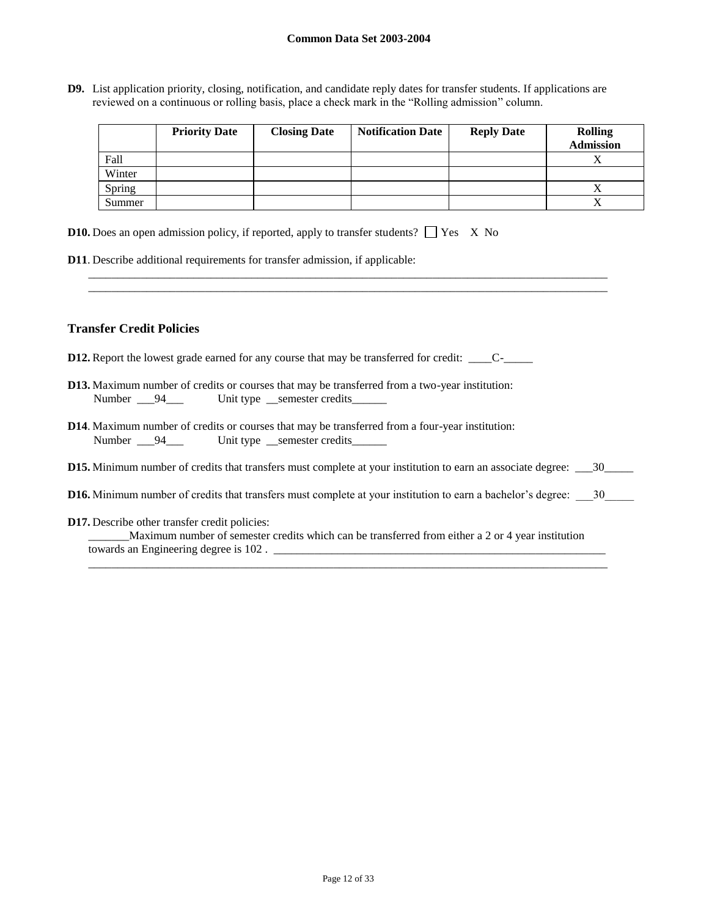**D9.** List application priority, closing, notification, and candidate reply dates for transfer students. If applications are reviewed on a continuous or rolling basis, place a check mark in the "Rolling admission" column.

| | Priority Date | Closing Date | Notification Date | Reply Date | Rolling Admission |
|---|---|---|---|---|---|
| Fall | | | | | X |
| Winter | | | | | |
| Spring | | | | | X |
| Summer | | | | | X |

**D10.** Does an open admission policy, if reported, apply to transfer students? ☐ Yes X No

**D11**. Describe additional requirements for transfer admission, if applicable:

_______________________________________________________________________________________________

_______________________________________________________________________________________________

## Transfer Credit Policies

**D12.** Report the lowest grade earned for any course that may be transferred for credit: ____C-_____

**D13.** Maximum number of credits or courses that may be transferred from a two-year institution:
Number ___94___ Unit type __semester credits______

**D14**. Maximum number of credits or courses that may be transferred from a four-year institution:
Number ___94___ Unit type __semester credits______

**D15.** Minimum number of credits that transfers must complete at your institution to earn an associate degree: ___30_____

**D16.** Minimum number of credits that transfers must complete at your institution to earn a bachelor's degree: ___30_____

**D17.** Describe other transfer credit policies:
_______Maximum number of semester credits which can be transferred from either a 2 or 4 year institution towards an Engineering degree is 102 . ___________________________________________________________

_______________________________________________________________________________________________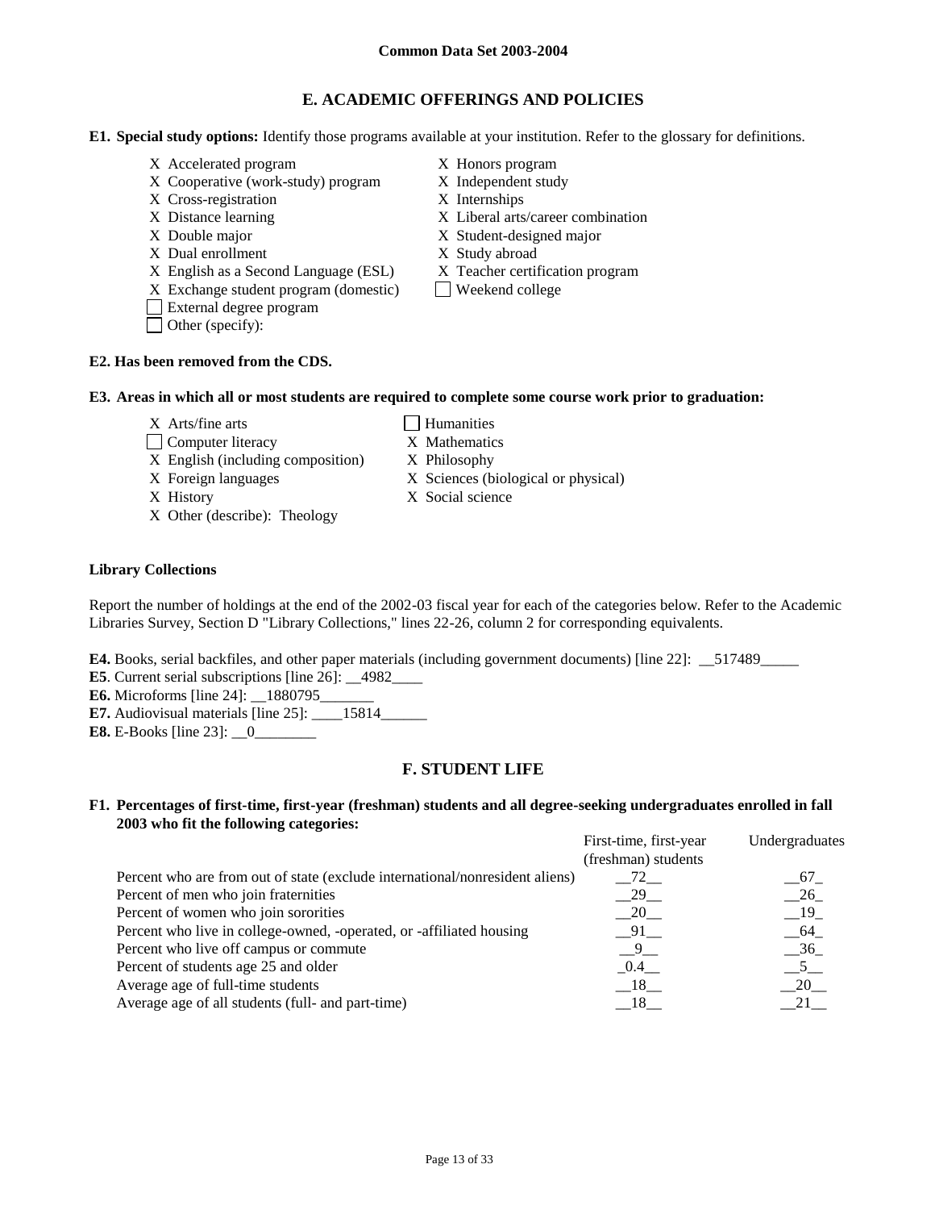Common Data Set 2003-2004

## E. ACADEMIC OFFERINGS AND POLICIES

**E1. Special study options:** Identify those programs available at your institution. Refer to the glossary for definitions.

- X Accelerated program
- X Cooperative (work-study) program
- X Cross-registration
- X Distance learning
- X Double major
- X Dual enrollment
- X English as a Second Language (ESL)
- X Exchange student program (domestic)
- ☐ External degree program
- ☐ Other (specify):
- X Honors program
- X Independent study
- X Internships
- X Liberal arts/career combination
- X Student-designed major
- X Study abroad
- X Teacher certification program
- ☐ Weekend college

**E2. Has been removed from the CDS.**

**E3. Areas in which all or most students are required to complete some course work prior to graduation:**

- X Arts/fine arts
- ☐ Computer literacy
- X English (including composition)
- X Foreign languages
- X History
- X Other (describe): Theology
- ☐ Humanities
- X Mathematics
- X Philosophy
- X Sciences (biological or physical)
- X Social science

**Library Collections**

Report the number of holdings at the end of the 2002-03 fiscal year for each of the categories below. Refer to the Academic Libraries Survey, Section D "Library Collections," lines 22-26, column 2 for corresponding equivalents.

**E4.** Books, serial backfiles, and other paper materials (including government documents) [line 22]: __517489_____

**E5**. Current serial subscriptions [line 26]: __4982____

**E6.** Microforms [line 24]: __1880795_______

**E7.** Audiovisual materials [line 25]: ____15814______

**E8.** E-Books [line 23]: __0________

## F. STUDENT LIFE

**F1. Percentages of first-time, first-year (freshman) students and all degree-seeking undergraduates enrolled in fall 2003 who fit the following categories:**

| | First-time, first-year (freshman) students | Undergraduates |
|---|---|---|
| Percent who are from out of state (exclude international/nonresident aliens) | 72 | 67 |
| Percent of men who join fraternities | 29 | 26 |
| Percent of women who join sororities | 20 | 19 |
| Percent who live in college-owned, -operated, or -affiliated housing | 91 | 64 |
| Percent who live off campus or commute | 9 | 36 |
| Percent of students age 25 and older | 0.4 | 5 |
| Average age of full-time students | 18 | 20 |
| Average age of all students (full- and part-time) | 18 | 21 |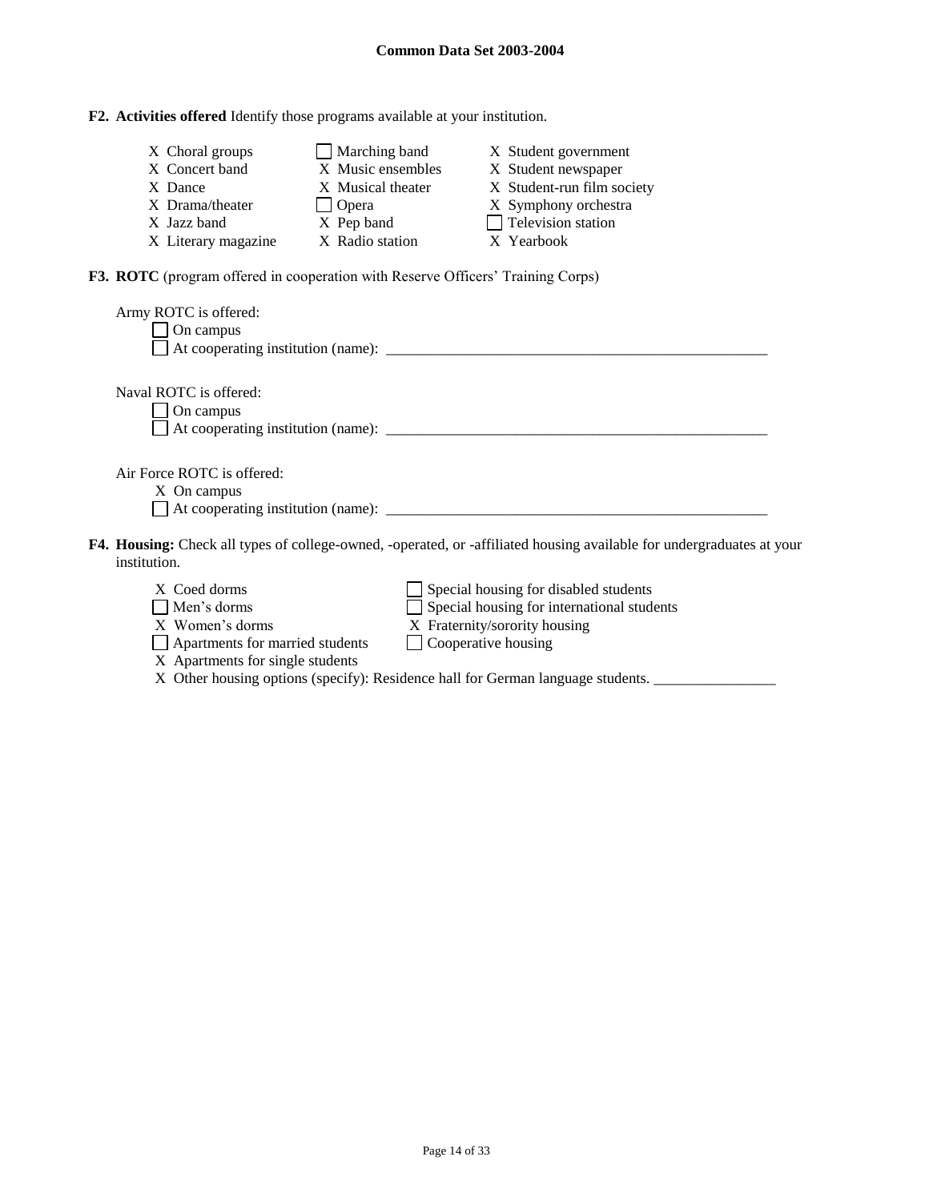**F2. Activities offered** Identify those programs available at your institution.

| | | |
|---|---|---|
| X Choral groups | ☐ Marching band | X Student government |
| X Concert band | X Music ensembles | X Student newspaper |
| X Dance | X Musical theater | X Student-run film society |
| X Drama/theater | ☐ Opera | X Symphony orchestra |
| X Jazz band | X Pep band | ☐ Television station |
| X Literary magazine | X Radio station | X Yearbook |

**F3. ROTC** (program offered in cooperation with Reserve Officers' Training Corps)

Army ROTC is offered:
☐ On campus
☐ At cooperating institution (name): ____________________________________________________

Naval ROTC is offered:
☐ On campus
☐ At cooperating institution (name): ____________________________________________________

Air Force ROTC is offered:
X On campus
☐ At cooperating institution (name): ____________________________________________________

**F4. Housing:** Check all types of college-owned, -operated, or -affiliated housing available for undergraduates at your institution.

| | |
|---|---|
| X Coed dorms | ☐ Special housing for disabled students |
| ☐ Men's dorms | ☐ Special housing for international students |
| X Women's dorms | X Fraternity/sorority housing |
| ☐ Apartments for married students | ☐ Cooperative housing |
| X Apartments for single students | |

X Other housing options (specify): Residence hall for German language students. ________________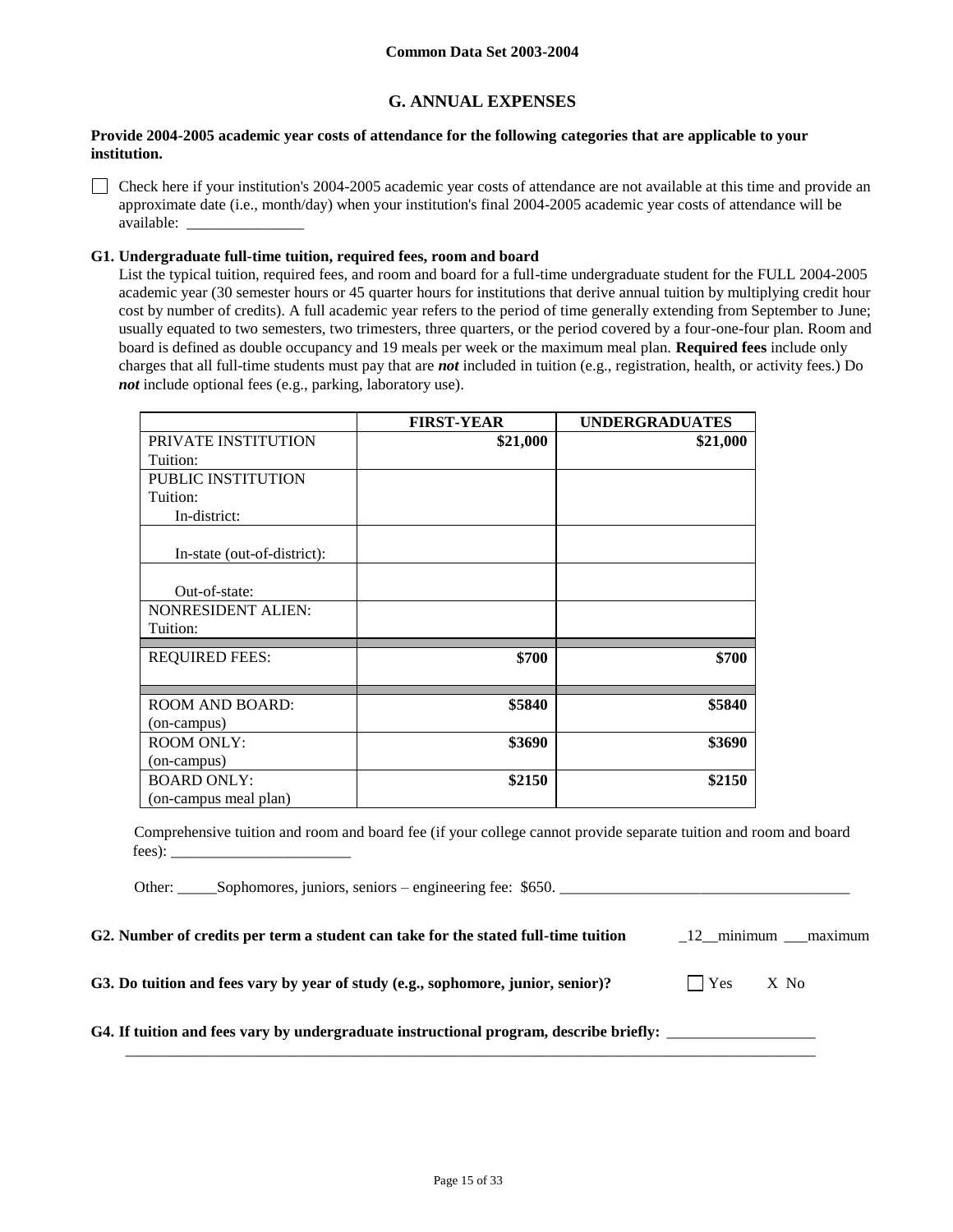## G. ANNUAL EXPENSES

**Provide 2004-2005 academic year costs of attendance for the following categories that are applicable to your institution.**

☐ Check here if your institution's 2004-2005 academic year costs of attendance are not available at this time and provide an approximate date (i.e., month/day) when your institution's final 2004-2005 academic year costs of attendance will be available: _______________

**G1. Undergraduate full-time tuition, required fees, room and board**

List the typical tuition, required fees, and room and board for a full-time undergraduate student for the FULL 2004-2005 academic year (30 semester hours or 45 quarter hours for institutions that derive annual tuition by multiplying credit hour cost by number of credits). A full academic year refers to the period of time generally extending from September to June; usually equated to two semesters, two trimesters, three quarters, or the period covered by a four-one-four plan. Room and board is defined as double occupancy and 19 meals per week or the maximum meal plan. **Required fees** include only charges that all full-time students must pay that are ***not*** included in tuition (e.g., registration, health, or activity fees.) Do ***not*** include optional fees (e.g., parking, laboratory use).

| | FIRST-YEAR | UNDERGRADUATES |
|---|---|---|
| PRIVATE INSTITUTION Tuition: | **$21,000** | **$21,000** |
| PUBLIC INSTITUTION Tuition: In-district: | | |
| In-state (out-of-district): | | |
| Out-of-state: | | |
| NONRESIDENT ALIEN: Tuition: | | |
| REQUIRED FEES: | **$700** | **$700** |
| ROOM AND BOARD: (on-campus) | **$5840** | **$5840** |
| ROOM ONLY: (on-campus) | **$3690** | **$3690** |
| BOARD ONLY: (on-campus meal plan) | **$2150** | **$2150** |

Comprehensive tuition and room and board fee (if your college cannot provide separate tuition and room and board fees): _______________________

Other: _____Sophomores, juniors, seniors – engineering fee: $650. _____________________________________

**G2. Number of credits per term a student can take for the stated full-time tuition** _12__minimum ___maximum

**G3. Do tuition and fees vary by year of study (e.g., sophomore, junior, senior)?** ☐ Yes X No

**G4. If tuition and fees vary by undergraduate instructional program, describe briefly:** ___________________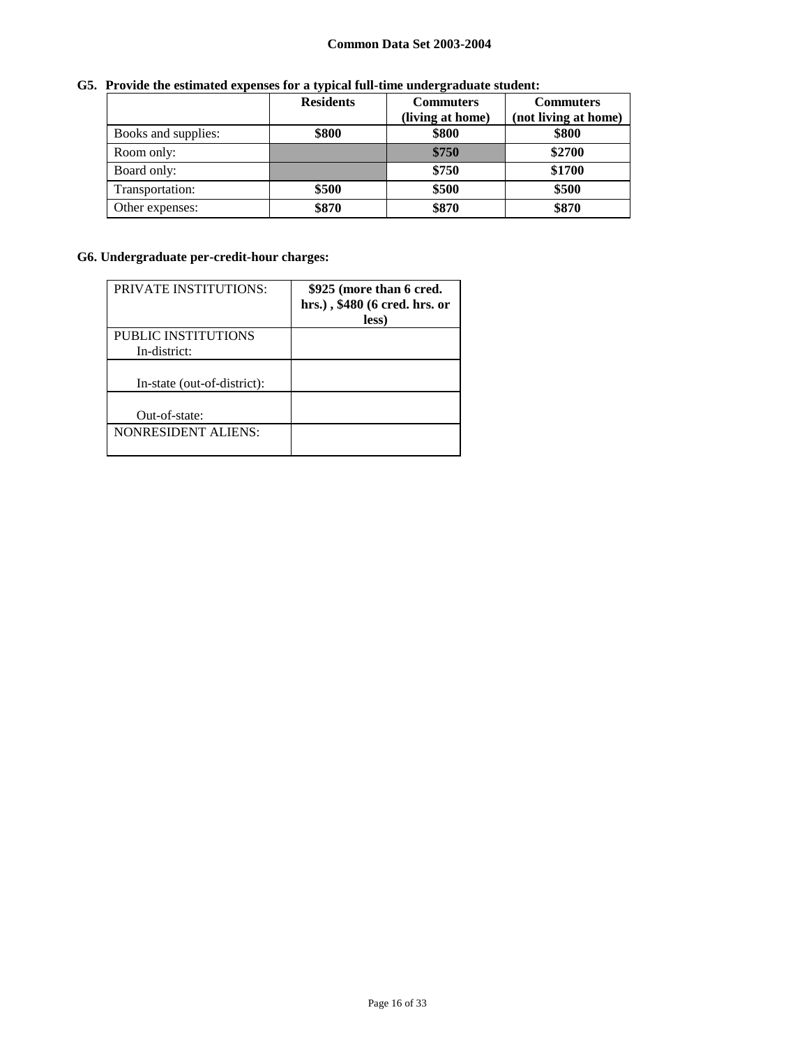**G5. Provide the estimated expenses for a typical full-time undergraduate student:**

| | Residents | Commuters (living at home) | Commuters (not living at home) |
|---|---|---|---|
| Books and supplies: | **$800** | **$800** | **$800** |
| Room only: | | **$750** | **$2700** |
| Board only: | | **$750** | **$1700** |
| Transportation: | **$500** | **$500** | **$500** |
| Other expenses: | **$870** | **$870** | **$870** |

**G6. Undergraduate per-credit-hour charges:**

| | |
|---|---|
| PRIVATE INSTITUTIONS: | **$925 (more than 6 cred. hrs.) , $480 (6 cred. hrs. or less)** |
| PUBLIC INSTITUTIONS In-district: | |
| In-state (out-of-district): | |
| Out-of-state: | |
| NONRESIDENT ALIENS: | |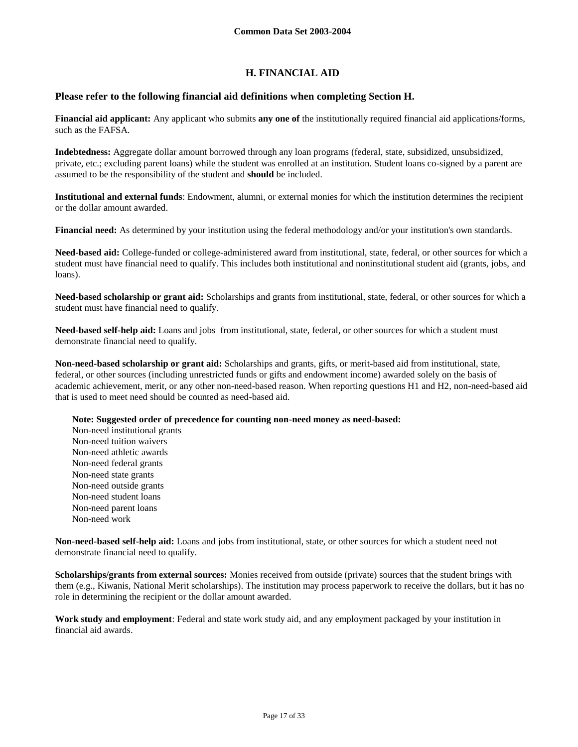## H. FINANCIAL AID

### Please refer to the following financial aid definitions when completing Section H.

**Financial aid applicant:** Any applicant who submits **any one of** the institutionally required financial aid applications/forms, such as the FAFSA.

**Indebtedness:** Aggregate dollar amount borrowed through any loan programs (federal, state, subsidized, unsubsidized, private, etc.; excluding parent loans) while the student was enrolled at an institution. Student loans co-signed by a parent are assumed to be the responsibility of the student and **should** be included.

**Institutional and external funds**: Endowment, alumni, or external monies for which the institution determines the recipient or the dollar amount awarded.

**Financial need:** As determined by your institution using the federal methodology and/or your institution's own standards.

**Need-based aid:** College-funded or college-administered award from institutional, state, federal, or other sources for which a student must have financial need to qualify. This includes both institutional and noninstitutional student aid (grants, jobs, and loans).

**Need-based scholarship or grant aid:** Scholarships and grants from institutional, state, federal, or other sources for which a student must have financial need to qualify.

**Need-based self-help aid:** Loans and jobs from institutional, state, federal, or other sources for which a student must demonstrate financial need to qualify.

**Non-need-based scholarship or grant aid:** Scholarships and grants, gifts, or merit-based aid from institutional, state, federal, or other sources (including unrestricted funds or gifts and endowment income) awarded solely on the basis of academic achievement, merit, or any other non-need-based reason. When reporting questions H1 and H2, non-need-based aid that is used to meet need should be counted as need-based aid.

**Note: Suggested order of precedence for counting non-need money as need-based:**
Non-need institutional grants
Non-need tuition waivers
Non-need athletic awards
Non-need federal grants
Non-need state grants
Non-need outside grants
Non-need student loans
Non-need parent loans
Non-need work

**Non-need-based self-help aid:** Loans and jobs from institutional, state, or other sources for which a student need not demonstrate financial need to qualify.

**Scholarships/grants from external sources:** Monies received from outside (private) sources that the student brings with them (e.g., Kiwanis, National Merit scholarships). The institution may process paperwork to receive the dollars, but it has no role in determining the recipient or the dollar amount awarded.

**Work study and employment**: Federal and state work study aid, and any employment packaged by your institution in financial aid awards.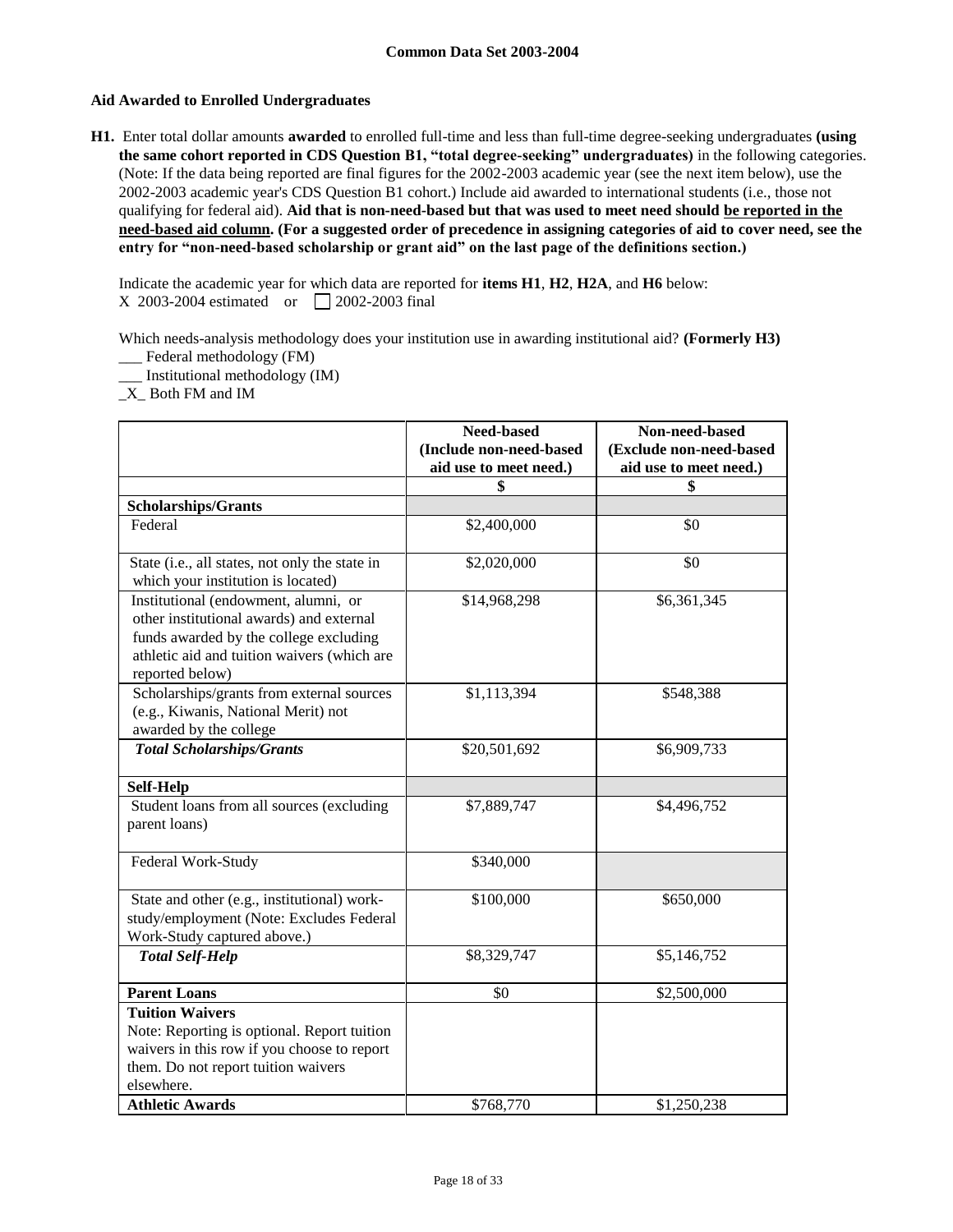**Aid Awarded to Enrolled Undergraduates**

**H1.** Enter total dollar amounts **awarded** to enrolled full-time and less than full-time degree-seeking undergraduates **(using the same cohort reported in CDS Question B1, "total degree-seeking" undergraduates)** in the following categories. (Note: If the data being reported are final figures for the 2002-2003 academic year (see the next item below), use the 2002-2003 academic year's CDS Question B1 cohort.) Include aid awarded to international students (i.e., those not qualifying for federal aid). **Aid that is non-need-based but that was used to meet need should be reported in the need-based aid column. (For a suggested order of precedence in assigning categories of aid to cover need, see the entry for "non-need-based scholarship or grant aid" on the last page of the definitions section.)**

Indicate the academic year for which data are reported for **items H1**, **H2**, **H2A**, and **H6** below:
X 2003-2004 estimated or ☐ 2002-2003 final

Which needs-analysis methodology does your institution use in awarding institutional aid? **(Formerly H3)**
___ Federal methodology (FM)
___ Institutional methodology (IM)
_X_ Both FM and IM

| | Need-based (Include non-need-based aid use to meet need.) | Non-need-based (Exclude non-need-based aid use to meet need.) |
|---|---|---|
| | $ | $ |
| **Scholarships/Grants** | | |
| Federal | $2,400,000 | $0 |
| State (i.e., all states, not only the state in which your institution is located) | $2,020,000 | $0 |
| Institutional (endowment, alumni, or other institutional awards) and external funds awarded by the college excluding athletic aid and tuition waivers (which are reported below) | $14,968,298 | $6,361,345 |
| Scholarships/grants from external sources (e.g., Kiwanis, National Merit) not awarded by the college | $1,113,394 | $548,388 |
| ***Total Scholarships/Grants*** | $20,501,692 | $6,909,733 |
| **Self-Help** | | |
| Student loans from all sources (excluding parent loans) | $7,889,747 | $4,496,752 |
| Federal Work-Study | $340,000 | |
| State and other (e.g., institutional) work-study/employment (Note: Excludes Federal Work-Study captured above.) | $100,000 | $650,000 |
| ***Total Self-Help*** | $8,329,747 | $5,146,752 |
| **Parent Loans** | $0 | $2,500,000 |
| **Tuition Waivers** Note: Reporting is optional. Report tuition waivers in this row if you choose to report them. Do not report tuition waivers elsewhere. | | |
| **Athletic Awards** | $768,770 | $1,250,238 |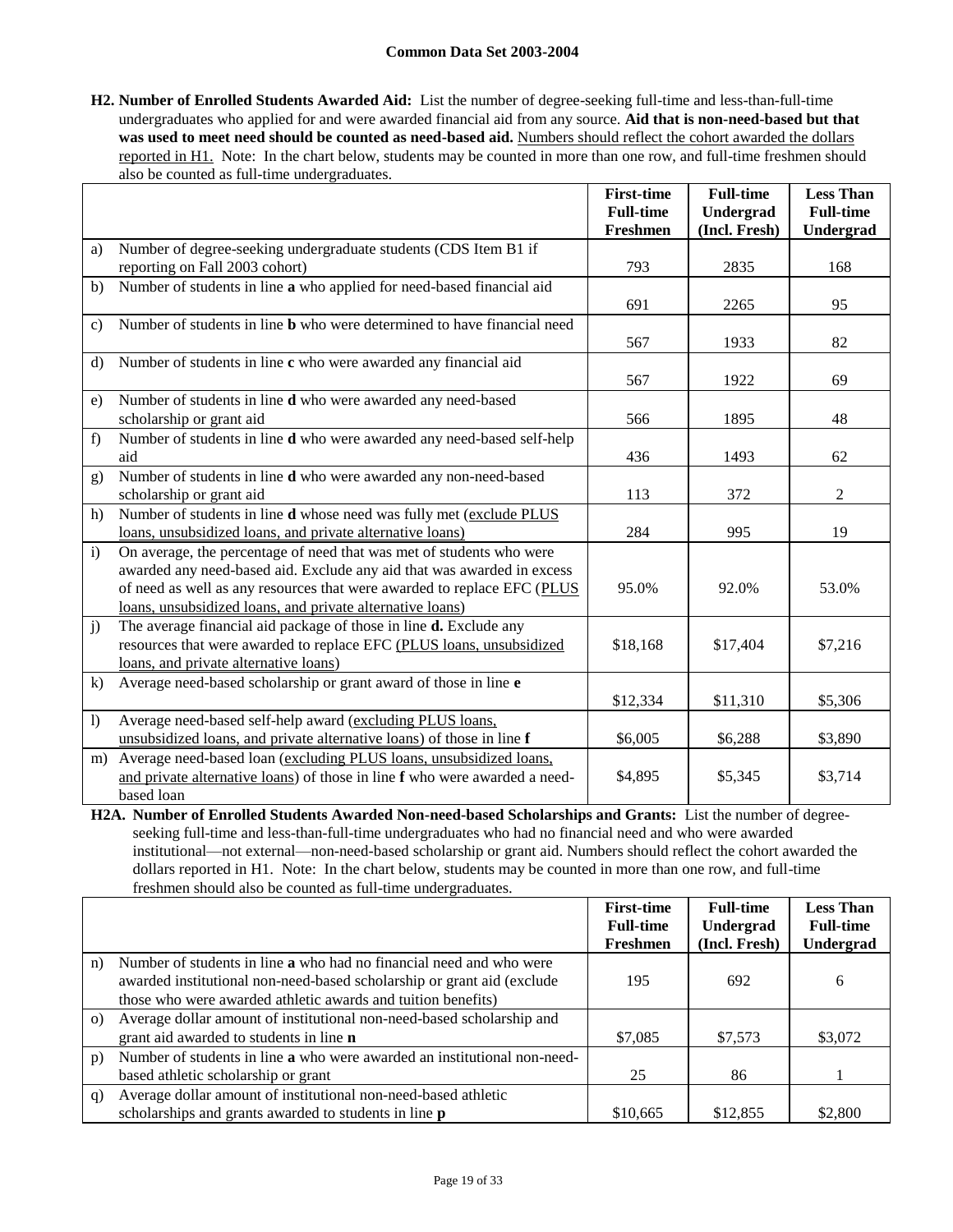**H2. Number of Enrolled Students Awarded Aid:** List the number of degree-seeking full-time and less-than-full-time undergraduates who applied for and were awarded financial aid from any source. **Aid that is non-need-based but that was used to meet need should be counted as need-based aid.** Numbers should reflect the cohort awarded the dollars reported in H1. Note: In the chart below, students may be counted in more than one row, and full-time freshmen should also be counted as full-time undergraduates.

| | | First-time Full-time Freshmen | Full-time Undergrad (Incl. Fresh) | Less Than Full-time Undergrad |
|---|---|---|---|---|
| a) | Number of degree-seeking undergraduate students (CDS Item B1 if reporting on Fall 2003 cohort) | 793 | 2835 | 168 |
| b) | Number of students in line **a** who applied for need-based financial aid | 691 | 2265 | 95 |
| c) | Number of students in line **b** who were determined to have financial need | 567 | 1933 | 82 |
| d) | Number of students in line **c** who were awarded any financial aid | 567 | 1922 | 69 |
| e) | Number of students in line **d** who were awarded any need-based scholarship or grant aid | 566 | 1895 | 48 |
| f) | Number of students in line **d** who were awarded any need-based self-help aid | 436 | 1493 | 62 |
| g) | Number of students in line **d** who were awarded any non-need-based scholarship or grant aid | 113 | 372 | 2 |
| h) | Number of students in line **d** whose need was fully met (exclude PLUS loans, unsubsidized loans, and private alternative loans) | 284 | 995 | 19 |
| i) | On average, the percentage of need that was met of students who were awarded any need-based aid. Exclude any aid that was awarded in excess of need as well as any resources that were awarded to replace EFC (PLUS loans, unsubsidized loans, and private alternative loans) | 95.0% | 92.0% | 53.0% |
| j) | The average financial aid package of those in line **d.** Exclude any resources that were awarded to replace EFC (PLUS loans, unsubsidized loans, and private alternative loans) | $18,168 | $17,404 | $7,216 |
| k) | Average need-based scholarship or grant award of those in line **e** | $12,334 | $11,310 | $5,306 |
| l) | Average need-based self-help award (excluding PLUS loans, unsubsidized loans, and private alternative loans) of those in line **f** | $6,005 | $6,288 | $3,890 |
| m) | Average need-based loan (excluding PLUS loans, unsubsidized loans, and private alternative loans) of those in line **f** who were awarded a need-based loan | $4,895 | $5,345 | $3,714 |

**H2A. Number of Enrolled Students Awarded Non-need-based Scholarships and Grants:** List the number of degree-seeking full-time and less-than-full-time undergraduates who had no financial need and who were awarded institutional—not external—non-need-based scholarship or grant aid. Numbers should reflect the cohort awarded the dollars reported in H1. Note: In the chart below, students may be counted in more than one row, and full-time freshmen should also be counted as full-time undergraduates.

| | | First-time Full-time Freshmen | Full-time Undergrad (Incl. Fresh) | Less Than Full-time Undergrad |
|---|---|---|---|---|
| n) | Number of students in line **a** who had no financial need and who were awarded institutional non-need-based scholarship or grant aid (exclude those who were awarded athletic awards and tuition benefits) | 195 | 692 | 6 |
| o) | Average dollar amount of institutional non-need-based scholarship and grant aid awarded to students in line **n** | $7,085 | $7,573 | $3,072 |
| p) | Number of students in line **a** who were awarded an institutional non-need-based athletic scholarship or grant | 25 | 86 | 1 |
| q) | Average dollar amount of institutional non-need-based athletic scholarships and grants awarded to students in line **p** | $10,665 | $12,855 | $2,800 |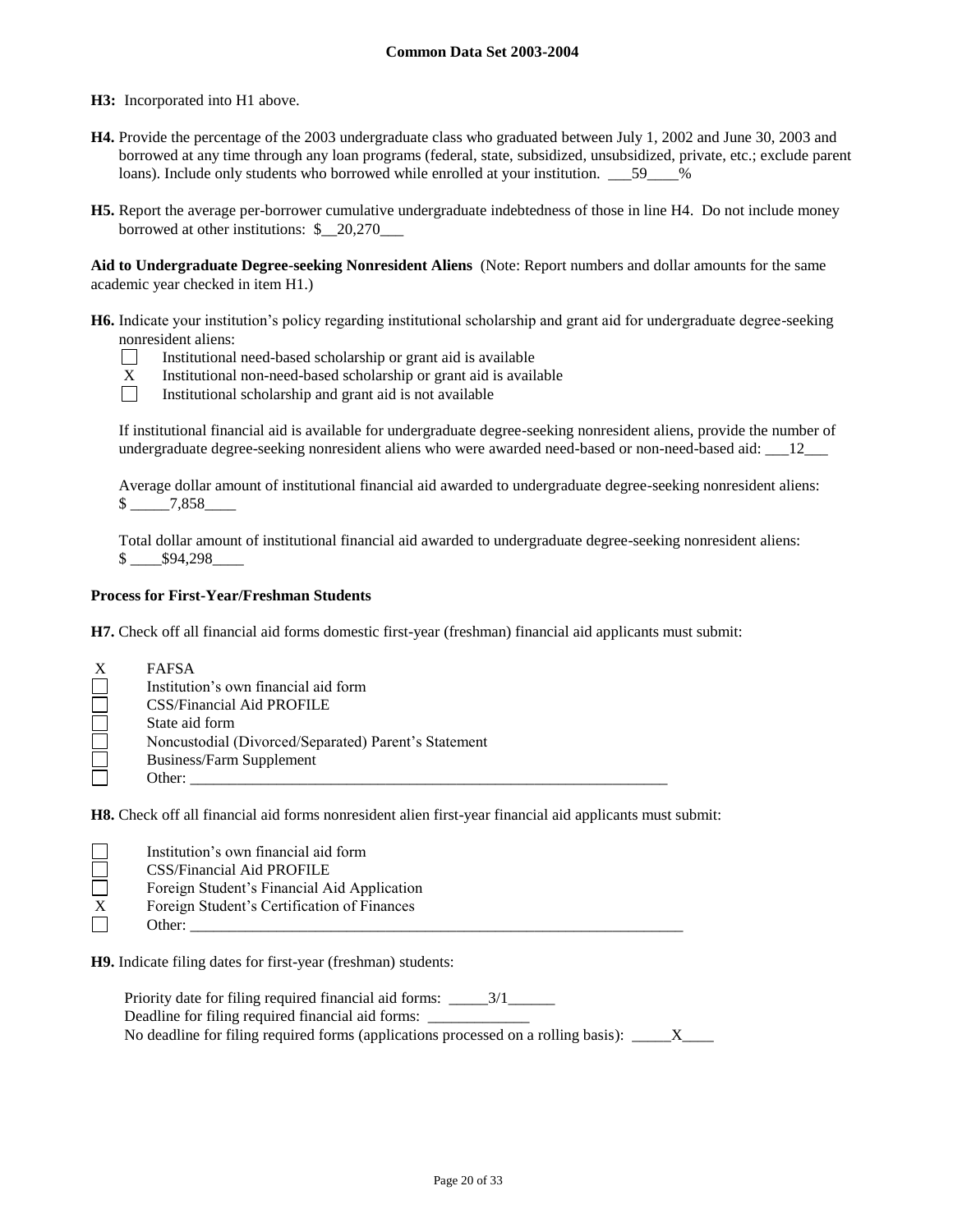**H3:** Incorporated into H1 above.

**H4.** Provide the percentage of the 2003 undergraduate class who graduated between July 1, 2002 and June 30, 2003 and borrowed at any time through any loan programs (federal, state, subsidized, unsubsidized, private, etc.; exclude parent loans). Include only students who borrowed while enrolled at your institution. ___59____%

**H5.** Report the average per-borrower cumulative undergraduate indebtedness of those in line H4. Do not include money borrowed at other institutions: $__20,270___

**Aid to Undergraduate Degree-seeking Nonresident Aliens** (Note: Report numbers and dollar amounts for the same academic year checked in item H1.)

**H6.** Indicate your institution's policy regarding institutional scholarship and grant aid for undergraduate degree-seeking nonresident aliens:

- [ ] Institutional need-based scholarship or grant aid is available
- [X] Institutional non-need-based scholarship or grant aid is available
- [ ] Institutional scholarship and grant aid is not available

If institutional financial aid is available for undergraduate degree-seeking nonresident aliens, provide the number of undergraduate degree-seeking nonresident aliens who were awarded need-based or non-need-based aid: ___12___

Average dollar amount of institutional financial aid awarded to undergraduate degree-seeking nonresident aliens: $ _____7,858____

Total dollar amount of institutional financial aid awarded to undergraduate degree-seeking nonresident aliens: $ ____$94,298____

**Process for First-Year/Freshman Students**

**H7.** Check off all financial aid forms domestic first-year (freshman) financial aid applicants must submit:

- [X] FAFSA
- [ ] Institution's own financial aid form
- [ ] CSS/Financial Aid PROFILE
- [ ] State aid form
- [ ] Noncustodial (Divorced/Separated) Parent's Statement
- [ ] Business/Farm Supplement
- [ ] Other: ________________________________________________

**H8.** Check off all financial aid forms nonresident alien first-year financial aid applicants must submit:

- [ ] Institution's own financial aid form
- [ ] CSS/Financial Aid PROFILE
- [ ] Foreign Student's Financial Aid Application
- [X] Foreign Student's Certification of Finances
- [ ] Other: ________________________________________________

**H9.** Indicate filing dates for first-year (freshman) students:

Priority date for filing required financial aid forms: _____3/1______
Deadline for filing required financial aid forms: _____________
No deadline for filing required forms (applications processed on a rolling basis): _____X____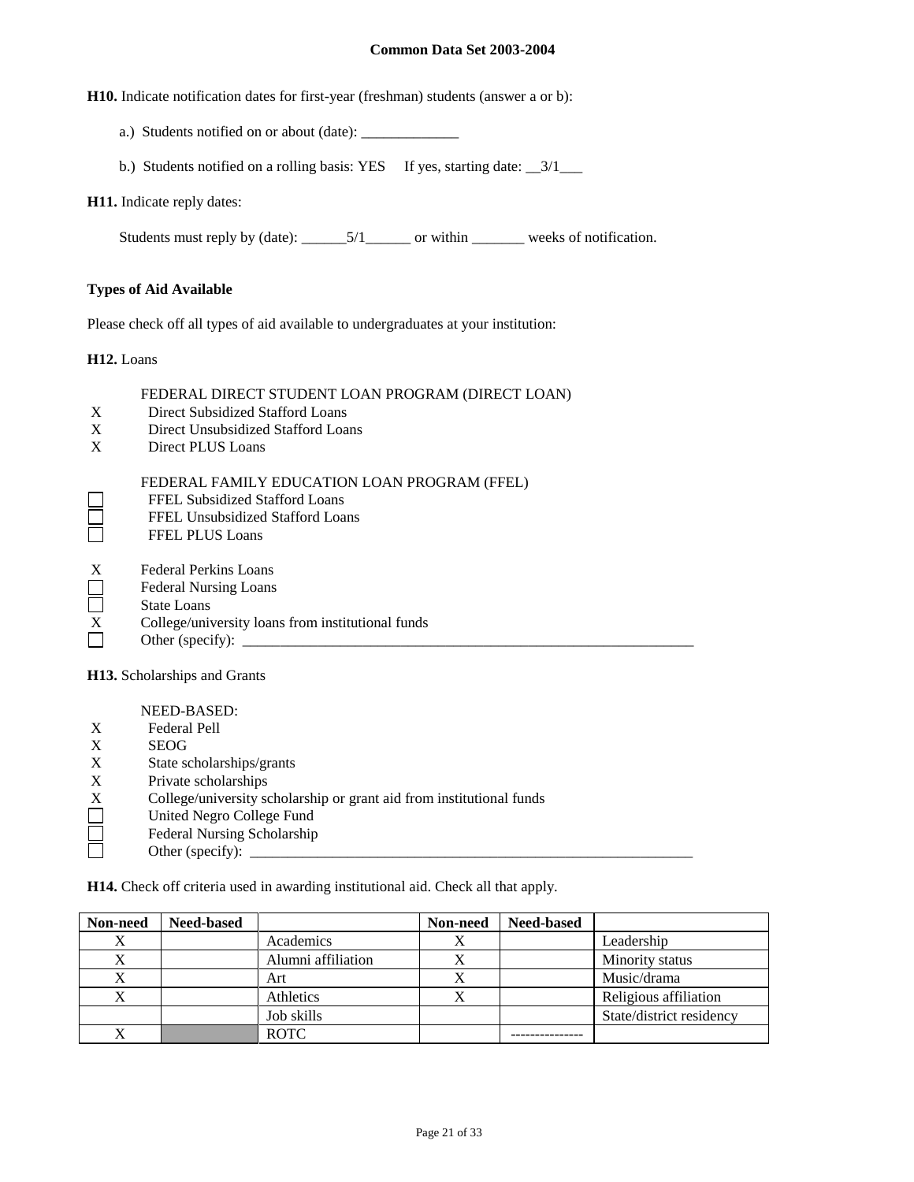**H10.** Indicate notification dates for first-year (freshman) students (answer a or b):

a.) Students notified on or about (date): _____________

b.) Students notified on a rolling basis: YES  If yes, starting date: __3/1___

**H11.** Indicate reply dates:

Students must reply by (date): ______5/1______ or within _______ weeks of notification.

**Types of Aid Available**

Please check off all types of aid available to undergraduates at your institution:

**H12.** Loans

FEDERAL DIRECT STUDENT LOAN PROGRAM (DIRECT LOAN)

- X Direct Subsidized Stafford Loans
- X Direct Unsubsidized Stafford Loans
- X Direct PLUS Loans

FEDERAL FAMILY EDUCATION LOAN PROGRAM (FFEL)

- ☐ FFEL Subsidized Stafford Loans
- ☐ FFEL Unsubsidized Stafford Loans
- ☐ FFEL PLUS Loans

- X Federal Perkins Loans
- ☐ Federal Nursing Loans
- ☐ State Loans
- X College/university loans from institutional funds
- ☐ Other (specify): ____________________________________________________________

**H13.** Scholarships and Grants

NEED-BASED:

- X Federal Pell
- X SEOG
- X State scholarships/grants
- X Private scholarships
- X College/university scholarship or grant aid from institutional funds
- ☐ United Negro College Fund
- ☐ Federal Nursing Scholarship
- ☐ Other (specify): ____________________________________________________________

**H14.** Check off criteria used in awarding institutional aid. Check all that apply.

| Non-need | Need-based | | Non-need | Need-based | |
|---|---|---|---|---|---|
| X | | Academics | X | | Leadership |
| X | | Alumni affiliation | X | | Minority status |
| X | | Art | X | | Music/drama |
| X | | Athletics | X | | Religious affiliation |
| | | Job skills | | | State/district residency |
| X | | ROTC | | --------------- | |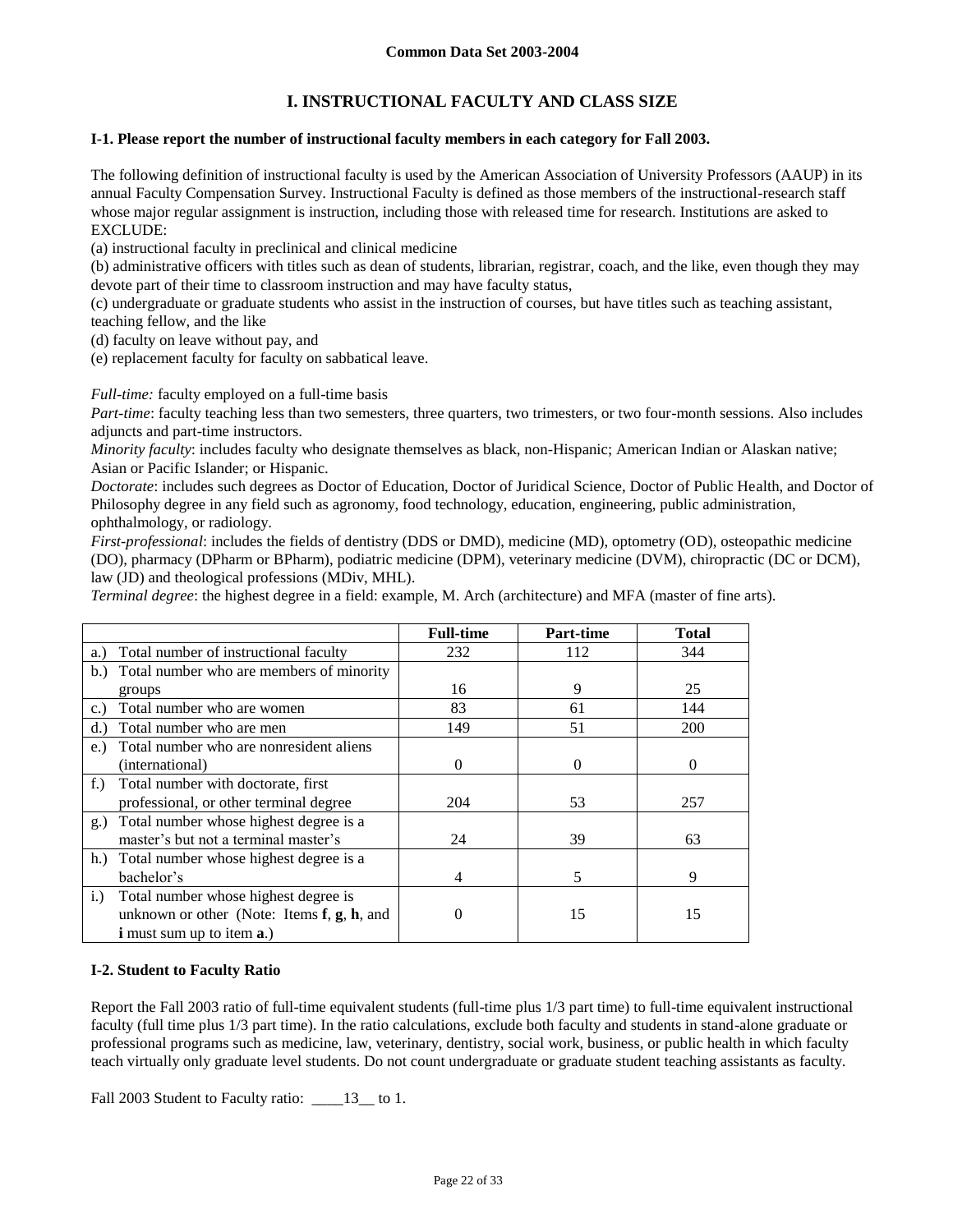# I. INSTRUCTIONAL FACULTY AND CLASS SIZE

**I-1. Please report the number of instructional faculty members in each category for Fall 2003.**

The following definition of instructional faculty is used by the American Association of University Professors (AAUP) in its annual Faculty Compensation Survey. Instructional Faculty is defined as those members of the instructional-research staff whose major regular assignment is instruction, including those with released time for research. Institutions are asked to EXCLUDE:

(a) instructional faculty in preclinical and clinical medicine

(b) administrative officers with titles such as dean of students, librarian, registrar, coach, and the like, even though they may devote part of their time to classroom instruction and may have faculty status,

(c) undergraduate or graduate students who assist in the instruction of courses, but have titles such as teaching assistant, teaching fellow, and the like

(d) faculty on leave without pay, and

(e) replacement faculty for faculty on sabbatical leave.

*Full-time:* faculty employed on a full-time basis

*Part-time*: faculty teaching less than two semesters, three quarters, two trimesters, or two four-month sessions. Also includes adjuncts and part-time instructors.

*Minority faculty*: includes faculty who designate themselves as black, non-Hispanic; American Indian or Alaskan native; Asian or Pacific Islander; or Hispanic.

*Doctorate*: includes such degrees as Doctor of Education, Doctor of Juridical Science, Doctor of Public Health, and Doctor of Philosophy degree in any field such as agronomy, food technology, education, engineering, public administration, ophthalmology, or radiology.

*First-professional*: includes the fields of dentistry (DDS or DMD), medicine (MD), optometry (OD), osteopathic medicine (DO), pharmacy (DPharm or BPharm), podiatric medicine (DPM), veterinary medicine (DVM), chiropractic (DC or DCM), law (JD) and theological professions (MDiv, MHL).

*Terminal degree*: the highest degree in a field: example, M. Arch (architecture) and MFA (master of fine arts).

| | Full-time | Part-time | Total |
|---|---|---|---|
| a.) Total number of instructional faculty | 232 | 112 | 344 |
| b.) Total number who are members of minority groups | 16 | 9 | 25 |
| c.) Total number who are women | 83 | 61 | 144 |
| d.) Total number who are men | 149 | 51 | 200 |
| e.) Total number who are nonresident aliens (international) | 0 | 0 | 0 |
| f.) Total number with doctorate, first professional, or other terminal degree | 204 | 53 | 257 |
| g.) Total number whose highest degree is a master's but not a terminal master's | 24 | 39 | 63 |
| h.) Total number whose highest degree is a bachelor's | 4 | 5 | 9 |
| i.) Total number whose highest degree is unknown or other (Note: Items **f**, **g**, **h**, and **i** must sum up to item **a**.) | 0 | 15 | 15 |

**I-2. Student to Faculty Ratio**

Report the Fall 2003 ratio of full-time equivalent students (full-time plus 1/3 part time) to full-time equivalent instructional faculty (full time plus 1/3 part time). In the ratio calculations, exclude both faculty and students in stand-alone graduate or professional programs such as medicine, law, veterinary, dentistry, social work, business, or public health in which faculty teach virtually only graduate level students. Do not count undergraduate or graduate student teaching assistants as faculty.

Fall 2003 Student to Faculty ratio: ____13__ to 1.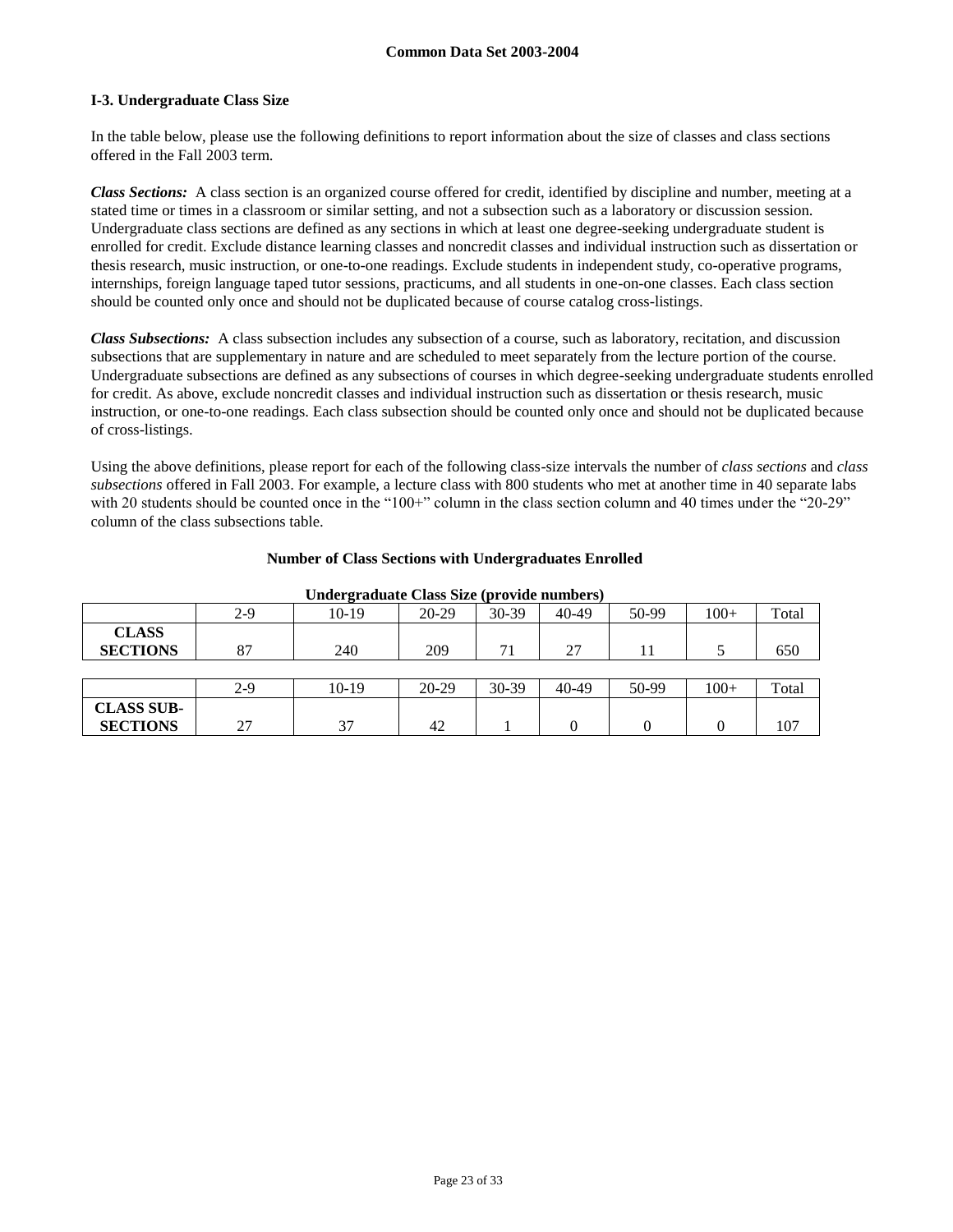## I-3. Undergraduate Class Size

In the table below, please use the following definitions to report information about the size of classes and class sections offered in the Fall 2003 term.

***Class Sections:*** A class section is an organized course offered for credit, identified by discipline and number, meeting at a stated time or times in a classroom or similar setting, and not a subsection such as a laboratory or discussion session. Undergraduate class sections are defined as any sections in which at least one degree-seeking undergraduate student is enrolled for credit. Exclude distance learning classes and noncredit classes and individual instruction such as dissertation or thesis research, music instruction, or one-to-one readings. Exclude students in independent study, co-operative programs, internships, foreign language taped tutor sessions, practicums, and all students in one-on-one classes. Each class section should be counted only once and should not be duplicated because of course catalog cross-listings.

***Class Subsections:*** A class subsection includes any subsection of a course, such as laboratory, recitation, and discussion subsections that are supplementary in nature and are scheduled to meet separately from the lecture portion of the course. Undergraduate subsections are defined as any subsections of courses in which degree-seeking undergraduate students enrolled for credit. As above, exclude noncredit classes and individual instruction such as dissertation or thesis research, music instruction, or one-to-one readings. Each class subsection should be counted only once and should not be duplicated because of cross-listings.

Using the above definitions, please report for each of the following class-size intervals the number of *class sections* and *class subsections* offered in Fall 2003. For example, a lecture class with 800 students who met at another time in 40 separate labs with 20 students should be counted once in the "100+" column in the class section column and 40 times under the "20-29" column of the class subsections table.

**Number of Class Sections with Undergraduates Enrolled**

**Undergraduate Class Size (provide numbers)**

| | 2-9 | 10-19 | 20-29 | 30-39 | 40-49 | 50-99 | 100+ | Total |
|---|---|---|---|---|---|---|---|---|
| **CLASS SECTIONS** | 87 | 240 | 209 | 71 | 27 | 11 | 5 | 650 |

| | 2-9 | 10-19 | 20-29 | 30-39 | 40-49 | 50-99 | 100+ | Total |
|---|---|---|---|---|---|---|---|---|
| **CLASS SUB-SECTIONS** | 27 | 37 | 42 | 1 | 0 | 0 | 0 | 107 |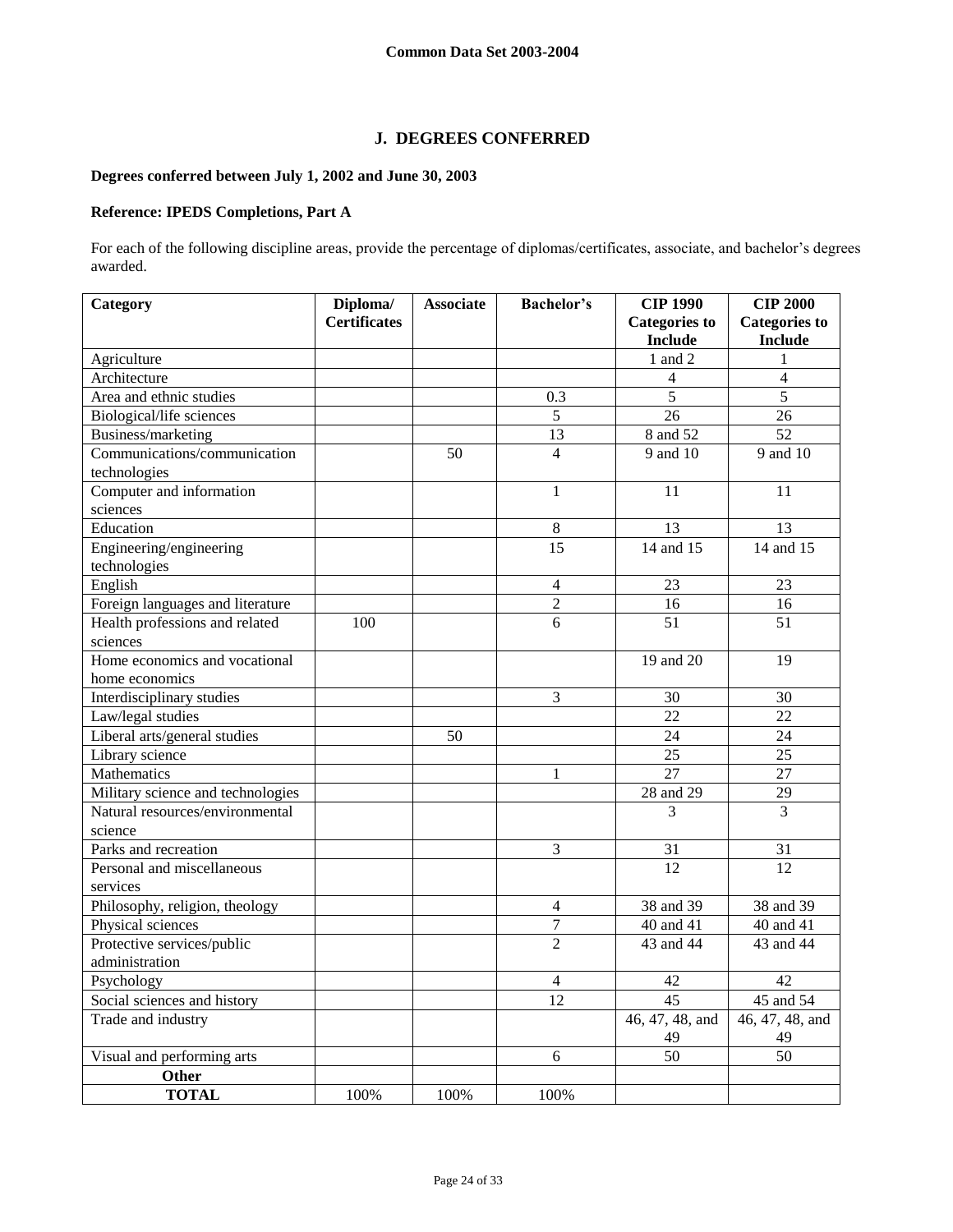Common Data Set 2003-2004

## J. DEGREES CONFERRED

**Degrees conferred between July 1, 2002 and June 30, 2003**

**Reference: IPEDS Completions, Part A**

For each of the following discipline areas, provide the percentage of diplomas/certificates, associate, and bachelor's degrees awarded.

| Category | Diploma/ Certificates | Associate | Bachelor's | CIP 1990 Categories to Include | CIP 2000 Categories to Include |
|---|---|---|---|---|---|
| Agriculture | | | | 1 and 2 | 1 |
| Architecture | | | | 4 | 4 |
| Area and ethnic studies | | | 0.3 | 5 | 5 |
| Biological/life sciences | | | 5 | 26 | 26 |
| Business/marketing | | | 13 | 8 and 52 | 52 |
| Communications/communication technologies | | 50 | 4 | 9 and 10 | 9 and 10 |
| Computer and information sciences | | | 1 | 11 | 11 |
| Education | | | 8 | 13 | 13 |
| Engineering/engineering technologies | | | 15 | 14 and 15 | 14 and 15 |
| English | | | 4 | 23 | 23 |
| Foreign languages and literature | | | 2 | 16 | 16 |
| Health professions and related sciences | 100 | | 6 | 51 | 51 |
| Home economics and vocational home economics | | | | 19 and 20 | 19 |
| Interdisciplinary studies | | | 3 | 30 | 30 |
| Law/legal studies | | | | 22 | 22 |
| Liberal arts/general studies | | 50 | | 24 | 24 |
| Library science | | | | 25 | 25 |
| Mathematics | | | 1 | 27 | 27 |
| Military science and technologies | | | | 28 and 29 | 29 |
| Natural resources/environmental science | | | | 3 | 3 |
| Parks and recreation | | | 3 | 31 | 31 |
| Personal and miscellaneous services | | | | 12 | 12 |
| Philosophy, religion, theology | | | 4 | 38 and 39 | 38 and 39 |
| Physical sciences | | | 7 | 40 and 41 | 40 and 41 |
| Protective services/public administration | | | 2 | 43 and 44 | 43 and 44 |
| Psychology | | | 4 | 42 | 42 |
| Social sciences and history | | | 12 | 45 | 45 and 54 |
| Trade and industry | | | | 46, 47, 48, and 49 | 46, 47, 48, and 49 |
| Visual and performing arts | | | 6 | 50 | 50 |
| **Other** | | | | | |
| **TOTAL** | 100% | 100% | 100% | | |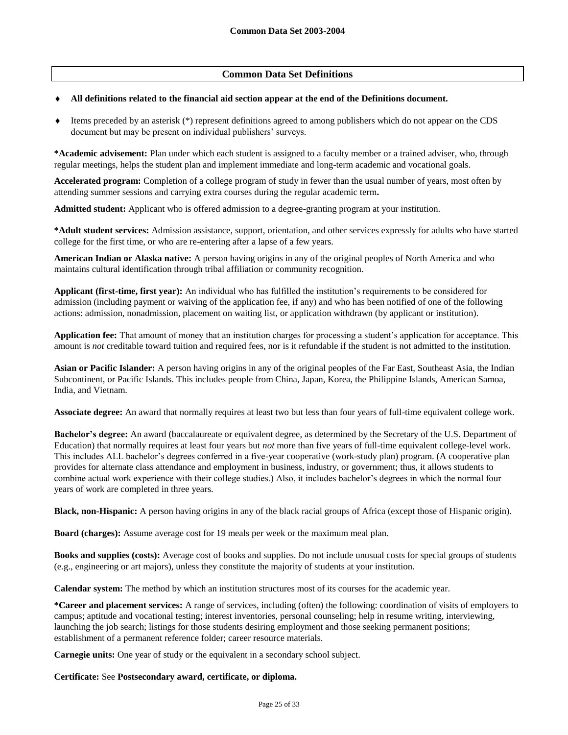## Common Data Set Definitions

- **All definitions related to the financial aid section appear at the end of the Definitions document.**
- Items preceded by an asterisk (*) represent definitions agreed to among publishers which do not appear on the CDS document but may be present on individual publishers' surveys.

**\*Academic advisement:** Plan under which each student is assigned to a faculty member or a trained adviser, who, through regular meetings, helps the student plan and implement immediate and long-term academic and vocational goals.

**Accelerated program:** Completion of a college program of study in fewer than the usual number of years, most often by attending summer sessions and carrying extra courses during the regular academic term**.**

**Admitted student:** Applicant who is offered admission to a degree-granting program at your institution.

**\*Adult student services:** Admission assistance, support, orientation, and other services expressly for adults who have started college for the first time, or who are re-entering after a lapse of a few years.

**American Indian or Alaska native:** A person having origins in any of the original peoples of North America and who maintains cultural identification through tribal affiliation or community recognition.

**Applicant (first-time, first year):** An individual who has fulfilled the institution's requirements to be considered for admission (including payment or waiving of the application fee, if any) and who has been notified of one of the following actions: admission, nonadmission, placement on waiting list, or application withdrawn (by applicant or institution).

**Application fee:** That amount of money that an institution charges for processing a student's application for acceptance. This amount is *not* creditable toward tuition and required fees, nor is it refundable if the student is not admitted to the institution.

**Asian or Pacific Islander:** A person having origins in any of the original peoples of the Far East, Southeast Asia, the Indian Subcontinent, or Pacific Islands. This includes people from China, Japan, Korea, the Philippine Islands, American Samoa, India, and Vietnam.

**Associate degree:** An award that normally requires at least two but less than four years of full-time equivalent college work.

**Bachelor's degree:** An award (baccalaureate or equivalent degree, as determined by the Secretary of the U.S. Department of Education) that normally requires at least four years but *not* more than five years of full-time equivalent college-level work. This includes ALL bachelor's degrees conferred in a five-year cooperative (work-study plan) program. (A cooperative plan provides for alternate class attendance and employment in business, industry, or government; thus, it allows students to combine actual work experience with their college studies.) Also, it includes bachelor's degrees in which the normal four years of work are completed in three years.

**Black, non-Hispanic:** A person having origins in any of the black racial groups of Africa (except those of Hispanic origin).

**Board (charges):** Assume average cost for 19 meals per week or the maximum meal plan.

**Books and supplies (costs):** Average cost of books and supplies. Do not include unusual costs for special groups of students (e.g., engineering or art majors), unless they constitute the majority of students at your institution.

**Calendar system:** The method by which an institution structures most of its courses for the academic year.

**\*Career and placement services:** A range of services, including (often) the following: coordination of visits of employers to campus; aptitude and vocational testing; interest inventories, personal counseling; help in resume writing, interviewing, launching the job search; listings for those students desiring employment and those seeking permanent positions; establishment of a permanent reference folder; career resource materials.

**Carnegie units:** One year of study or the equivalent in a secondary school subject.

**Certificate:** See **Postsecondary award, certificate, or diploma.**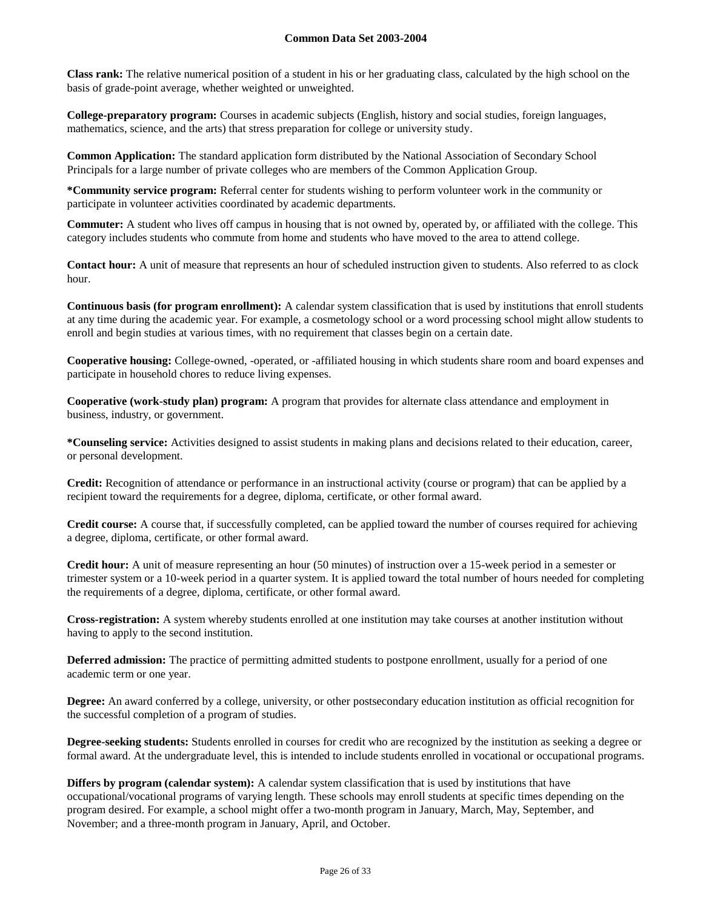**Class rank:** The relative numerical position of a student in his or her graduating class, calculated by the high school on the basis of grade-point average, whether weighted or unweighted.

**College-preparatory program:** Courses in academic subjects (English, history and social studies, foreign languages, mathematics, science, and the arts) that stress preparation for college or university study.

**Common Application:** The standard application form distributed by the National Association of Secondary School Principals for a large number of private colleges who are members of the Common Application Group.

**\*Community service program:** Referral center for students wishing to perform volunteer work in the community or participate in volunteer activities coordinated by academic departments.

**Commuter:** A student who lives off campus in housing that is not owned by, operated by, or affiliated with the college. This category includes students who commute from home and students who have moved to the area to attend college.

**Contact hour:** A unit of measure that represents an hour of scheduled instruction given to students. Also referred to as clock hour.

**Continuous basis (for program enrollment):** A calendar system classification that is used by institutions that enroll students at any time during the academic year. For example, a cosmetology school or a word processing school might allow students to enroll and begin studies at various times, with no requirement that classes begin on a certain date.

**Cooperative housing:** College-owned, -operated, or -affiliated housing in which students share room and board expenses and participate in household chores to reduce living expenses.

**Cooperative (work-study plan) program:** A program that provides for alternate class attendance and employment in business, industry, or government.

**\*Counseling service:** Activities designed to assist students in making plans and decisions related to their education, career, or personal development.

**Credit:** Recognition of attendance or performance in an instructional activity (course or program) that can be applied by a recipient toward the requirements for a degree, diploma, certificate, or other formal award.

**Credit course:** A course that, if successfully completed, can be applied toward the number of courses required for achieving a degree, diploma, certificate, or other formal award.

**Credit hour:** A unit of measure representing an hour (50 minutes) of instruction over a 15-week period in a semester or trimester system or a 10-week period in a quarter system. It is applied toward the total number of hours needed for completing the requirements of a degree, diploma, certificate, or other formal award.

**Cross-registration:** A system whereby students enrolled at one institution may take courses at another institution without having to apply to the second institution.

**Deferred admission:** The practice of permitting admitted students to postpone enrollment, usually for a period of one academic term or one year.

**Degree:** An award conferred by a college, university, or other postsecondary education institution as official recognition for the successful completion of a program of studies.

**Degree-seeking students:** Students enrolled in courses for credit who are recognized by the institution as seeking a degree or formal award. At the undergraduate level, this is intended to include students enrolled in vocational or occupational programs.

**Differs by program (calendar system):** A calendar system classification that is used by institutions that have occupational/vocational programs of varying length. These schools may enroll students at specific times depending on the program desired. For example, a school might offer a two-month program in January, March, May, September, and November; and a three-month program in January, April, and October.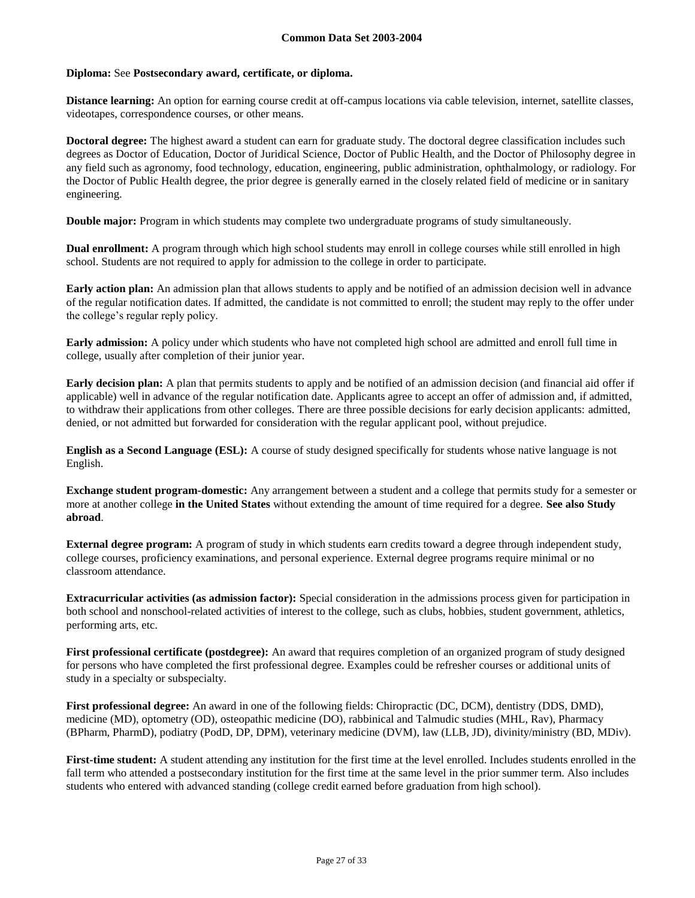**Diploma:** See **Postsecondary award, certificate, or diploma.**

**Distance learning:** An option for earning course credit at off-campus locations via cable television, internet, satellite classes, videotapes, correspondence courses, or other means.

**Doctoral degree:** The highest award a student can earn for graduate study. The doctoral degree classification includes such degrees as Doctor of Education, Doctor of Juridical Science, Doctor of Public Health, and the Doctor of Philosophy degree in any field such as agronomy, food technology, education, engineering, public administration, ophthalmology, or radiology. For the Doctor of Public Health degree, the prior degree is generally earned in the closely related field of medicine or in sanitary engineering.

**Double major:** Program in which students may complete two undergraduate programs of study simultaneously.

**Dual enrollment:** A program through which high school students may enroll in college courses while still enrolled in high school. Students are not required to apply for admission to the college in order to participate.

**Early action plan:** An admission plan that allows students to apply and be notified of an admission decision well in advance of the regular notification dates. If admitted, the candidate is not committed to enroll; the student may reply to the offer under the college's regular reply policy.

**Early admission:** A policy under which students who have not completed high school are admitted and enroll full time in college, usually after completion of their junior year.

**Early decision plan:** A plan that permits students to apply and be notified of an admission decision (and financial aid offer if applicable) well in advance of the regular notification date. Applicants agree to accept an offer of admission and, if admitted, to withdraw their applications from other colleges. There are three possible decisions for early decision applicants: admitted, denied, or not admitted but forwarded for consideration with the regular applicant pool, without prejudice.

**English as a Second Language (ESL):** A course of study designed specifically for students whose native language is not English.

**Exchange student program-domestic:** Any arrangement between a student and a college that permits study for a semester or more at another college **in the United States** without extending the amount of time required for a degree. **See also Study abroad**.

**External degree program:** A program of study in which students earn credits toward a degree through independent study, college courses, proficiency examinations, and personal experience. External degree programs require minimal or no classroom attendance.

**Extracurricular activities (as admission factor):** Special consideration in the admissions process given for participation in both school and nonschool-related activities of interest to the college, such as clubs, hobbies, student government, athletics, performing arts, etc.

**First professional certificate (postdegree):** An award that requires completion of an organized program of study designed for persons who have completed the first professional degree. Examples could be refresher courses or additional units of study in a specialty or subspecialty.

**First professional degree:** An award in one of the following fields: Chiropractic (DC, DCM), dentistry (DDS, DMD), medicine (MD), optometry (OD), osteopathic medicine (DO), rabbinical and Talmudic studies (MHL, Rav), Pharmacy (BPharm, PharmD), podiatry (PodD, DP, DPM), veterinary medicine (DVM), law (LLB, JD), divinity/ministry (BD, MDiv).

**First-time student:** A student attending any institution for the first time at the level enrolled. Includes students enrolled in the fall term who attended a postsecondary institution for the first time at the same level in the prior summer term. Also includes students who entered with advanced standing (college credit earned before graduation from high school).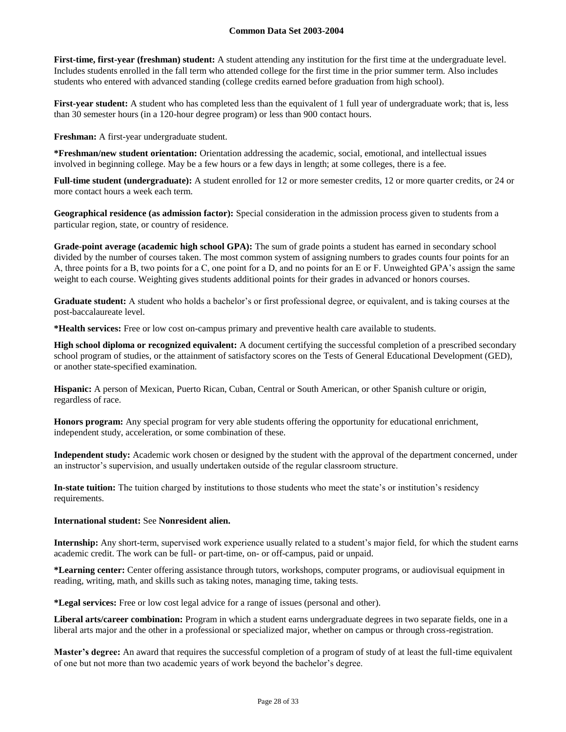**First-time, first-year (freshman) student:** A student attending any institution for the first time at the undergraduate level. Includes students enrolled in the fall term who attended college for the first time in the prior summer term. Also includes students who entered with advanced standing (college credits earned before graduation from high school).

**First-year student:** A student who has completed less than the equivalent of 1 full year of undergraduate work; that is, less than 30 semester hours (in a 120-hour degree program) or less than 900 contact hours.

**Freshman:** A first-year undergraduate student.

***Freshman/new student orientation:** Orientation addressing the academic, social, emotional, and intellectual issues involved in beginning college. May be a few hours or a few days in length; at some colleges, there is a fee.

**Full-time student (undergraduate):** A student enrolled for 12 or more semester credits, 12 or more quarter credits, or 24 or more contact hours a week each term.

**Geographical residence (as admission factor):** Special consideration in the admission process given to students from a particular region, state, or country of residence.

**Grade-point average (academic high school GPA):** The sum of grade points a student has earned in secondary school divided by the number of courses taken. The most common system of assigning numbers to grades counts four points for an A, three points for a B, two points for a C, one point for a D, and no points for an E or F. Unweighted GPA's assign the same weight to each course. Weighting gives students additional points for their grades in advanced or honors courses.

**Graduate student:** A student who holds a bachelor's or first professional degree, or equivalent, and is taking courses at the post-baccalaureate level.

***Health services:** Free or low cost on-campus primary and preventive health care available to students.

**High school diploma or recognized equivalent:** A document certifying the successful completion of a prescribed secondary school program of studies, or the attainment of satisfactory scores on the Tests of General Educational Development (GED), or another state-specified examination.

**Hispanic:** A person of Mexican, Puerto Rican, Cuban, Central or South American, or other Spanish culture or origin, regardless of race.

**Honors program:** Any special program for very able students offering the opportunity for educational enrichment, independent study, acceleration, or some combination of these.

**Independent study:** Academic work chosen or designed by the student with the approval of the department concerned, under an instructor's supervision, and usually undertaken outside of the regular classroom structure.

**In-state tuition:** The tuition charged by institutions to those students who meet the state's or institution's residency requirements.

**International student:** See **Nonresident alien.**

**Internship:** Any short-term, supervised work experience usually related to a student's major field, for which the student earns academic credit. The work can be full- or part-time, on- or off-campus, paid or unpaid.

***Learning center:** Center offering assistance through tutors, workshops, computer programs, or audiovisual equipment in reading, writing, math, and skills such as taking notes, managing time, taking tests.

***Legal services:** Free or low cost legal advice for a range of issues (personal and other).

**Liberal arts/career combination:** Program in which a student earns undergraduate degrees in two separate fields, one in a liberal arts major and the other in a professional or specialized major, whether on campus or through cross-registration.

**Master's degree:** An award that requires the successful completion of a program of study of at least the full-time equivalent of one but not more than two academic years of work beyond the bachelor's degree.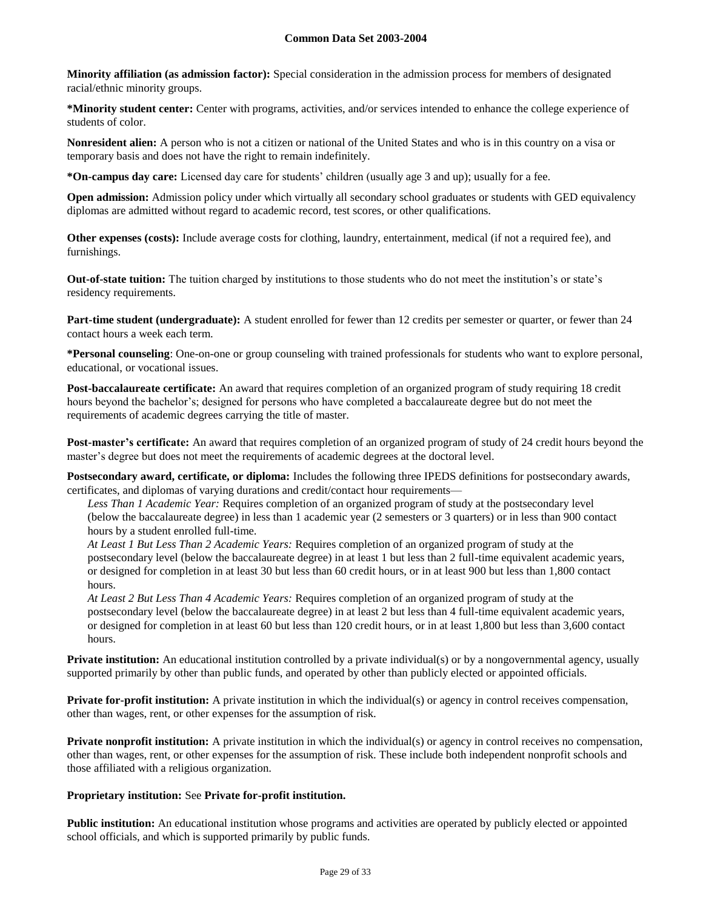**Minority affiliation (as admission factor):** Special consideration in the admission process for members of designated racial/ethnic minority groups.

***Minority student center:** Center with programs, activities, and/or services intended to enhance the college experience of students of color.

**Nonresident alien:** A person who is not a citizen or national of the United States and who is in this country on a visa or temporary basis and does not have the right to remain indefinitely.

***On-campus day care:** Licensed day care for students' children (usually age 3 and up); usually for a fee.

**Open admission:** Admission policy under which virtually all secondary school graduates or students with GED equivalency diplomas are admitted without regard to academic record, test scores, or other qualifications.

**Other expenses (costs):** Include average costs for clothing, laundry, entertainment, medical (if not a required fee), and furnishings.

**Out-of-state tuition:** The tuition charged by institutions to those students who do not meet the institution's or state's residency requirements.

**Part-time student (undergraduate):** A student enrolled for fewer than 12 credits per semester or quarter, or fewer than 24 contact hours a week each term.

***Personal counseling**: One-on-one or group counseling with trained professionals for students who want to explore personal, educational, or vocational issues.

**Post-baccalaureate certificate:** An award that requires completion of an organized program of study requiring 18 credit hours beyond the bachelor's; designed for persons who have completed a baccalaureate degree but do not meet the requirements of academic degrees carrying the title of master.

**Post-master's certificate:** An award that requires completion of an organized program of study of 24 credit hours beyond the master's degree but does not meet the requirements of academic degrees at the doctoral level.

**Postsecondary award, certificate, or diploma:** Includes the following three IPEDS definitions for postsecondary awards, certificates, and diplomas of varying durations and credit/contact hour requirements—

*Less Than 1 Academic Year:* Requires completion of an organized program of study at the postsecondary level (below the baccalaureate degree) in less than 1 academic year (2 semesters or 3 quarters) or in less than 900 contact hours by a student enrolled full-time.

*At Least 1 But Less Than 2 Academic Years:* Requires completion of an organized program of study at the postsecondary level (below the baccalaureate degree) in at least 1 but less than 2 full-time equivalent academic years, or designed for completion in at least 30 but less than 60 credit hours, or in at least 900 but less than 1,800 contact hours.

*At Least 2 But Less Than 4 Academic Years:* Requires completion of an organized program of study at the postsecondary level (below the baccalaureate degree) in at least 2 but less than 4 full-time equivalent academic years, or designed for completion in at least 60 but less than 120 credit hours, or in at least 1,800 but less than 3,600 contact hours.

**Private institution:** An educational institution controlled by a private individual(s) or by a nongovernmental agency, usually supported primarily by other than public funds, and operated by other than publicly elected or appointed officials.

**Private for-profit institution:** A private institution in which the individual(s) or agency in control receives compensation, other than wages, rent, or other expenses for the assumption of risk.

**Private nonprofit institution:** A private institution in which the individual(s) or agency in control receives no compensation, other than wages, rent, or other expenses for the assumption of risk. These include both independent nonprofit schools and those affiliated with a religious organization.

**Proprietary institution:** See **Private for-profit institution.**

**Public institution:** An educational institution whose programs and activities are operated by publicly elected or appointed school officials, and which is supported primarily by public funds.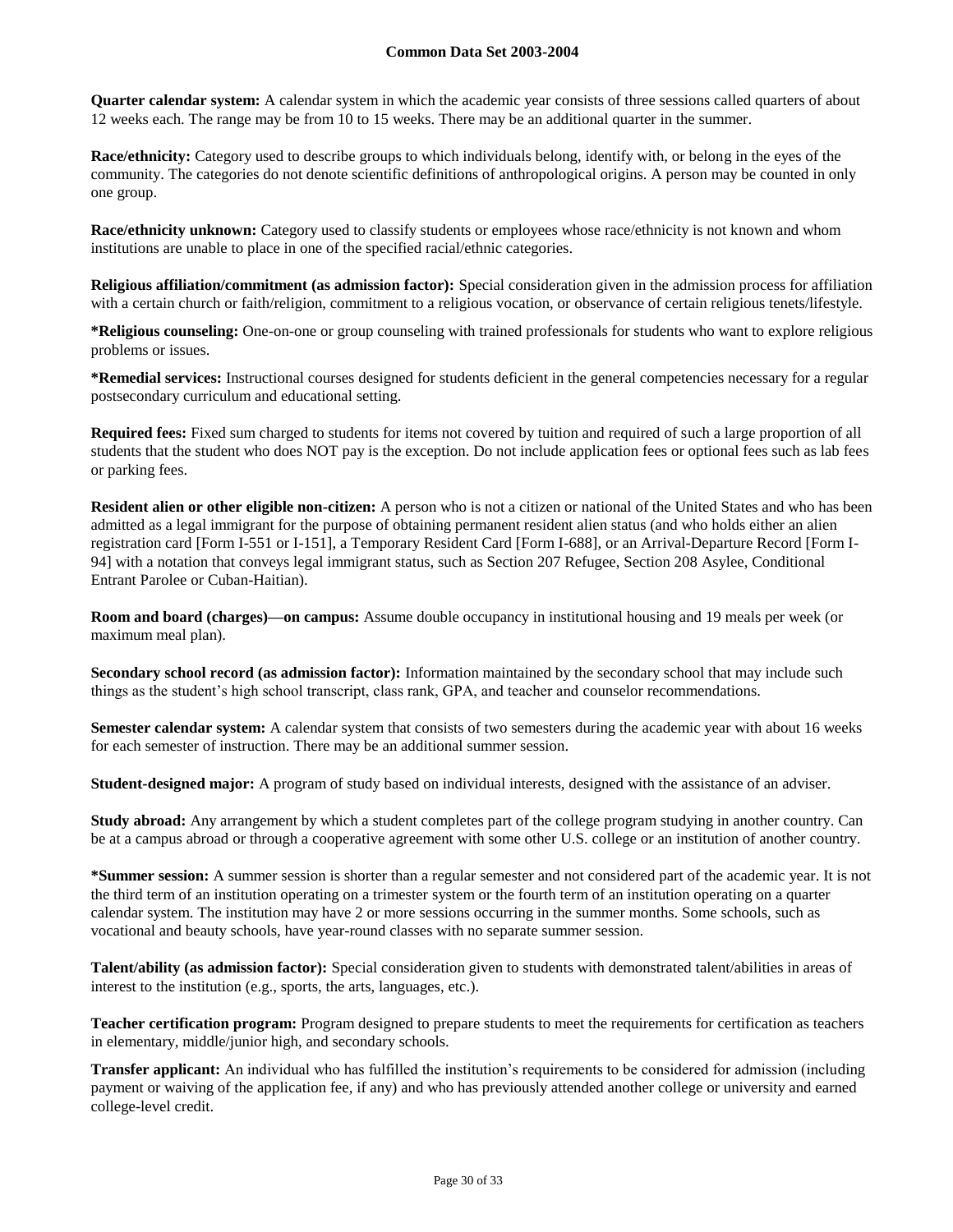**Quarter calendar system:** A calendar system in which the academic year consists of three sessions called quarters of about 12 weeks each. The range may be from 10 to 15 weeks. There may be an additional quarter in the summer.

**Race/ethnicity:** Category used to describe groups to which individuals belong, identify with, or belong in the eyes of the community. The categories do not denote scientific definitions of anthropological origins. A person may be counted in only one group.

**Race/ethnicity unknown:** Category used to classify students or employees whose race/ethnicity is not known and whom institutions are unable to place in one of the specified racial/ethnic categories.

**Religious affiliation/commitment (as admission factor):** Special consideration given in the admission process for affiliation with a certain church or faith/religion, commitment to a religious vocation, or observance of certain religious tenets/lifestyle.

**\*Religious counseling:** One-on-one or group counseling with trained professionals for students who want to explore religious problems or issues.

**\*Remedial services:** Instructional courses designed for students deficient in the general competencies necessary for a regular postsecondary curriculum and educational setting.

**Required fees:** Fixed sum charged to students for items not covered by tuition and required of such a large proportion of all students that the student who does NOT pay is the exception. Do not include application fees or optional fees such as lab fees or parking fees.

**Resident alien or other eligible non-citizen:** A person who is not a citizen or national of the United States and who has been admitted as a legal immigrant for the purpose of obtaining permanent resident alien status (and who holds either an alien registration card [Form I-551 or I-151], a Temporary Resident Card [Form I-688], or an Arrival-Departure Record [Form I-94] with a notation that conveys legal immigrant status, such as Section 207 Refugee, Section 208 Asylee, Conditional Entrant Parolee or Cuban-Haitian).

**Room and board (charges)—on campus:** Assume double occupancy in institutional housing and 19 meals per week (or maximum meal plan).

**Secondary school record (as admission factor):** Information maintained by the secondary school that may include such things as the student's high school transcript, class rank, GPA, and teacher and counselor recommendations.

**Semester calendar system:** A calendar system that consists of two semesters during the academic year with about 16 weeks for each semester of instruction. There may be an additional summer session.

**Student-designed major:** A program of study based on individual interests, designed with the assistance of an adviser.

**Study abroad:** Any arrangement by which a student completes part of the college program studying in another country. Can be at a campus abroad or through a cooperative agreement with some other U.S. college or an institution of another country.

**\*Summer session:** A summer session is shorter than a regular semester and not considered part of the academic year. It is not the third term of an institution operating on a trimester system or the fourth term of an institution operating on a quarter calendar system. The institution may have 2 or more sessions occurring in the summer months. Some schools, such as vocational and beauty schools, have year-round classes with no separate summer session.

**Talent/ability (as admission factor):** Special consideration given to students with demonstrated talent/abilities in areas of interest to the institution (e.g., sports, the arts, languages, etc.).

**Teacher certification program:** Program designed to prepare students to meet the requirements for certification as teachers in elementary, middle/junior high, and secondary schools.

**Transfer applicant:** An individual who has fulfilled the institution's requirements to be considered for admission (including payment or waiving of the application fee, if any) and who has previously attended another college or university and earned college-level credit.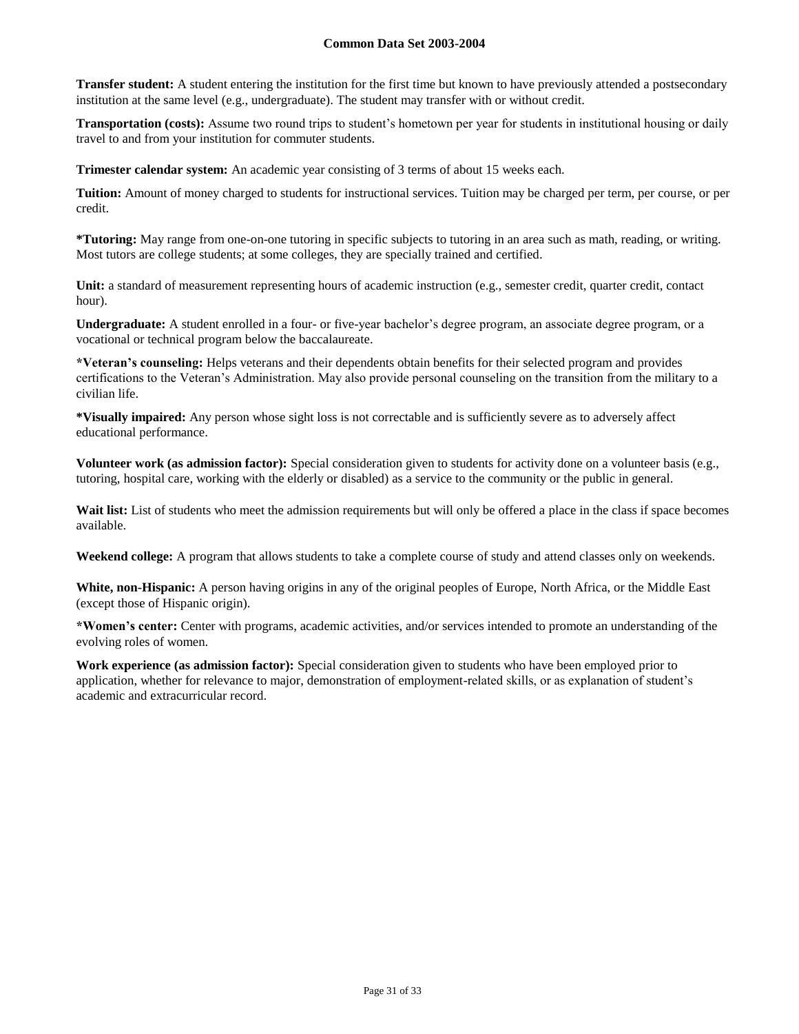**Transfer student:** A student entering the institution for the first time but known to have previously attended a postsecondary institution at the same level (e.g., undergraduate). The student may transfer with or without credit.

**Transportation (costs):** Assume two round trips to student's hometown per year for students in institutional housing or daily travel to and from your institution for commuter students.

**Trimester calendar system:** An academic year consisting of 3 terms of about 15 weeks each.

**Tuition:** Amount of money charged to students for instructional services. Tuition may be charged per term, per course, or per credit.

**\*Tutoring:** May range from one-on-one tutoring in specific subjects to tutoring in an area such as math, reading, or writing. Most tutors are college students; at some colleges, they are specially trained and certified.

**Unit:** a standard of measurement representing hours of academic instruction (e.g., semester credit, quarter credit, contact hour).

**Undergraduate:** A student enrolled in a four- or five-year bachelor's degree program, an associate degree program, or a vocational or technical program below the baccalaureate.

**\*Veteran's counseling:** Helps veterans and their dependents obtain benefits for their selected program and provides certifications to the Veteran's Administration. May also provide personal counseling on the transition from the military to a civilian life.

**\*Visually impaired:** Any person whose sight loss is not correctable and is sufficiently severe as to adversely affect educational performance.

**Volunteer work (as admission factor):** Special consideration given to students for activity done on a volunteer basis (e.g., tutoring, hospital care, working with the elderly or disabled) as a service to the community or the public in general.

**Wait list:** List of students who meet the admission requirements but will only be offered a place in the class if space becomes available.

**Weekend college:** A program that allows students to take a complete course of study and attend classes only on weekends.

**White, non-Hispanic:** A person having origins in any of the original peoples of Europe, North Africa, or the Middle East (except those of Hispanic origin).

**\*Women's center:** Center with programs, academic activities, and/or services intended to promote an understanding of the evolving roles of women.

**Work experience (as admission factor):** Special consideration given to students who have been employed prior to application, whether for relevance to major, demonstration of employment-related skills, or as explanation of student's academic and extracurricular record.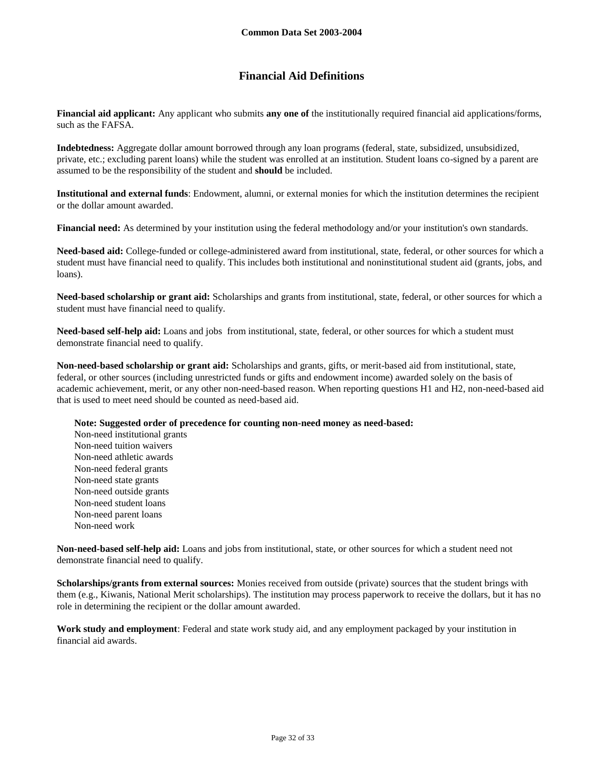## Financial Aid Definitions

**Financial aid applicant:** Any applicant who submits **any one of** the institutionally required financial aid applications/forms, such as the FAFSA.

**Indebtedness:** Aggregate dollar amount borrowed through any loan programs (federal, state, subsidized, unsubsidized, private, etc.; excluding parent loans) while the student was enrolled at an institution. Student loans co-signed by a parent are assumed to be the responsibility of the student and **should** be included.

**Institutional and external funds**: Endowment, alumni, or external monies for which the institution determines the recipient or the dollar amount awarded.

**Financial need:** As determined by your institution using the federal methodology and/or your institution's own standards.

**Need-based aid:** College-funded or college-administered award from institutional, state, federal, or other sources for which a student must have financial need to qualify. This includes both institutional and noninstitutional student aid (grants, jobs, and loans).

**Need-based scholarship or grant aid:** Scholarships and grants from institutional, state, federal, or other sources for which a student must have financial need to qualify.

**Need-based self-help aid:** Loans and jobs from institutional, state, federal, or other sources for which a student must demonstrate financial need to qualify.

**Non-need-based scholarship or grant aid:** Scholarships and grants, gifts, or merit-based aid from institutional, state, federal, or other sources (including unrestricted funds or gifts and endowment income) awarded solely on the basis of academic achievement, merit, or any other non-need-based reason. When reporting questions H1 and H2, non-need-based aid that is used to meet need should be counted as need-based aid.

**Note: Suggested order of precedence for counting non-need money as need-based:**
Non-need institutional grants
Non-need tuition waivers
Non-need athletic awards
Non-need federal grants
Non-need state grants
Non-need outside grants
Non-need student loans
Non-need parent loans
Non-need work

**Non-need-based self-help aid:** Loans and jobs from institutional, state, or other sources for which a student need not demonstrate financial need to qualify.

**Scholarships/grants from external sources:** Monies received from outside (private) sources that the student brings with them (e.g., Kiwanis, National Merit scholarships). The institution may process paperwork to receive the dollars, but it has no role in determining the recipient or the dollar amount awarded.

**Work study and employment**: Federal and state work study aid, and any employment packaged by your institution in financial aid awards.